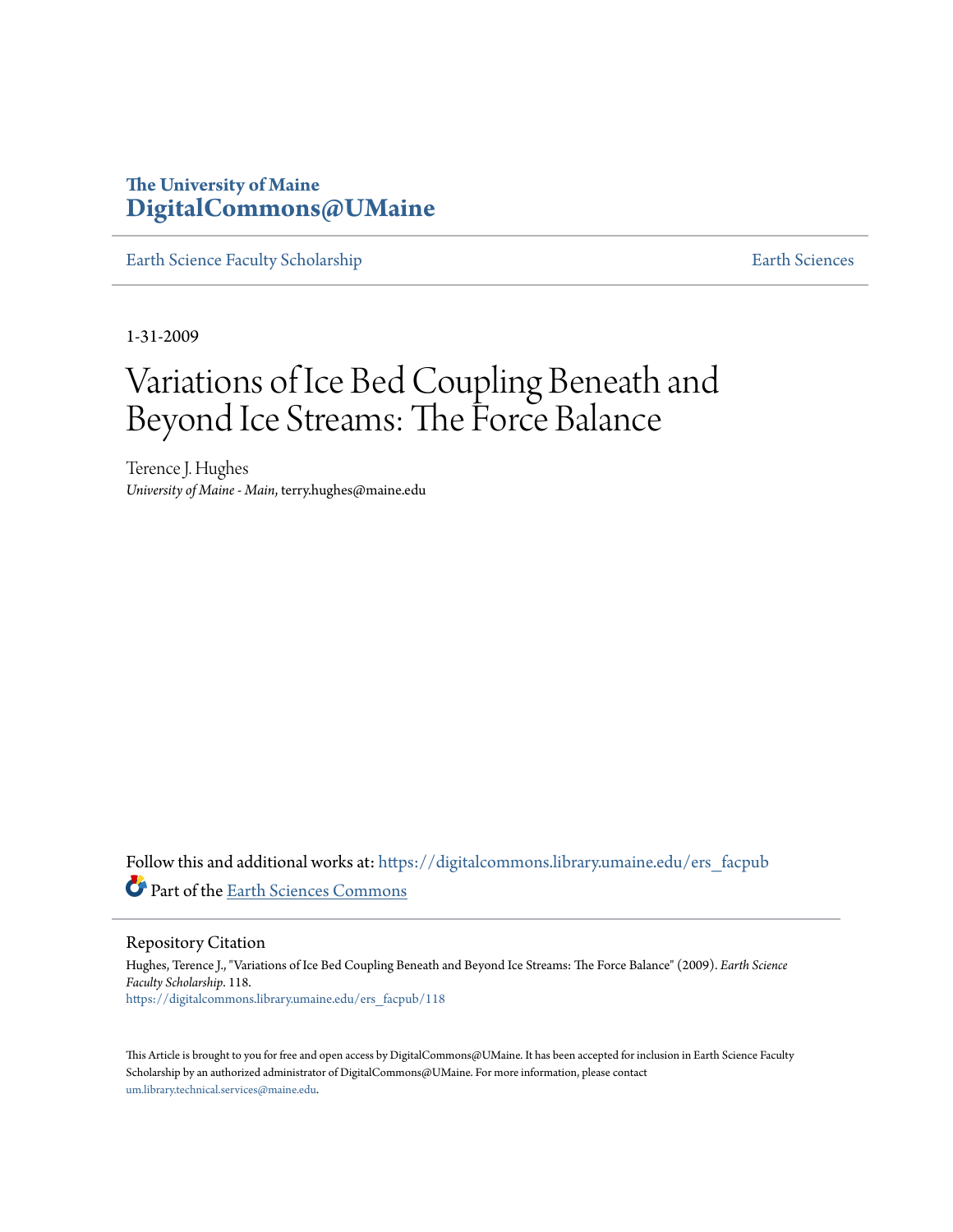The University of Maine
**DigitalCommons@UMaine**

Earth Science Faculty Scholarship | Earth Sciences

1-31-2009

# Variations of Ice Bed Coupling Beneath and Beyond Ice Streams: The Force Balance

Terence J. Hughes
*University of Maine - Main*, terry.hughes@maine.edu

Follow this and additional works at: https://digitalcommons.library.umaine.edu/ers_facpub

Part of the Earth Sciences Commons

## Repository Citation

Hughes, Terence J., "Variations of Ice Bed Coupling Beneath and Beyond Ice Streams: The Force Balance" (2009). *Earth Science Faculty Scholarship*. 118.
https://digitalcommons.library.umaine.edu/ers_facpub/118

This Article is brought to you for free and open access by DigitalCommons@UMaine. It has been accepted for inclusion in Earth Science Faculty Scholarship by an authorized administrator of DigitalCommons@UMaine. For more information, please contact um.library.technical.services@maine.edu.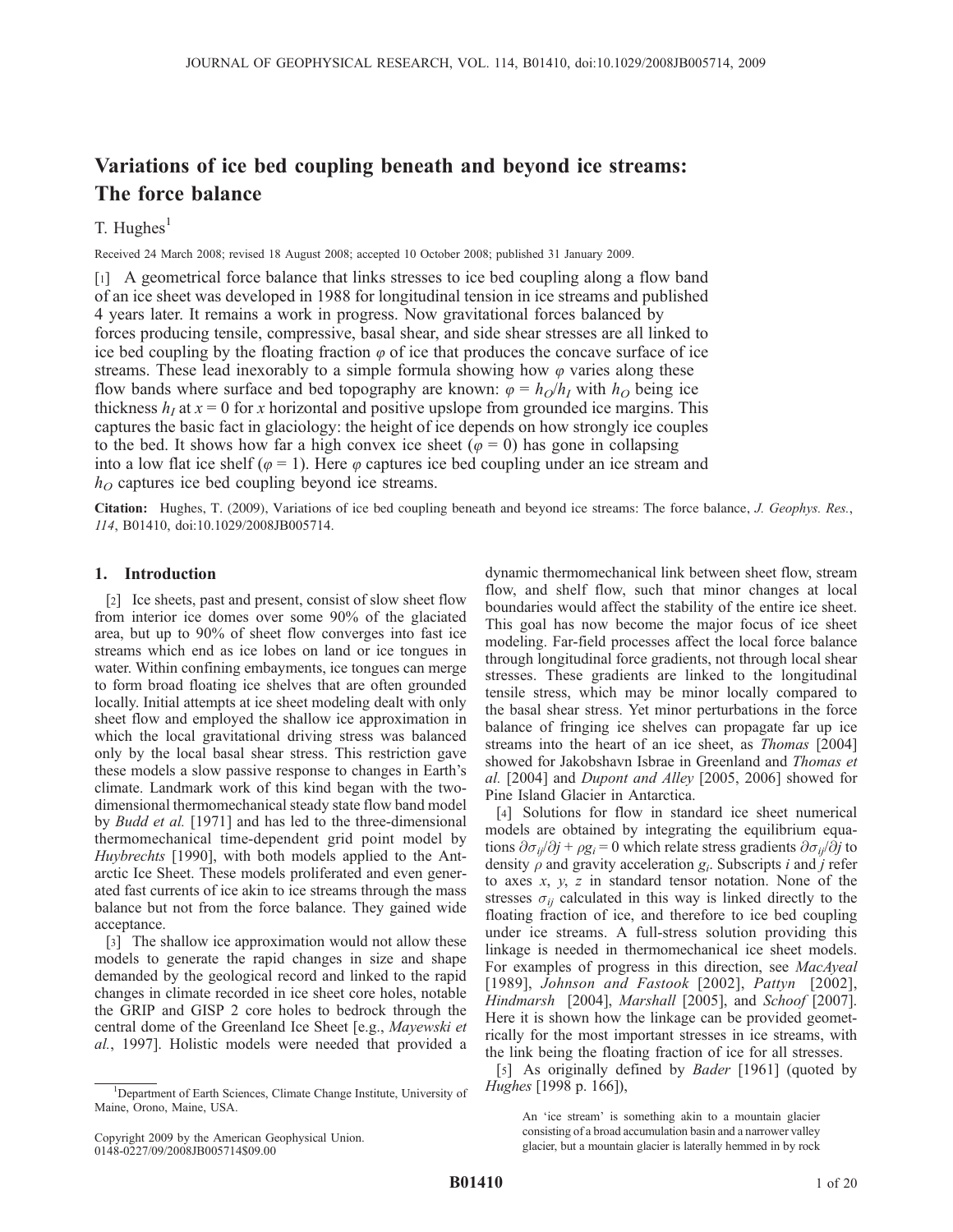# Variations of ice bed coupling beneath and beyond ice streams: The force balance

T. Hughes[1]

Received 24 March 2008; revised 18 August 2008; accepted 10 October 2008; published 31 January 2009.

[1] A geometrical force balance that links stresses to ice bed coupling along a flow band of an ice sheet was developed in 1988 for longitudinal tension in ice streams and published 4 years later. It remains a work in progress. Now gravitational forces balanced by forces producing tensile, compressive, basal shear, and side shear stresses are all linked to ice bed coupling by the floating fraction $\varphi$ of ice that produces the concave surface of ice streams. These lead inexorably to a simple formula showing how $\varphi$ varies along these flow bands where surface and bed topography are known: $\varphi = h_O/h_I$ with $h_O$ being ice thickness $h_I$ at $x = 0$ for $x$ horizontal and positive upslope from grounded ice margins. This captures the basic fact in glaciology: the height of ice depends on how strongly ice couples to the bed. It shows how far a high convex ice sheet ($\varphi = 0$) has gone in collapsing into a low flat ice shelf ($\varphi = 1$). Here $\varphi$ captures ice bed coupling under an ice stream and $h_O$ captures ice bed coupling beyond ice streams.

**Citation:** Hughes, T. (2009), Variations of ice bed coupling beneath and beyond ice streams: The force balance, *J. Geophys. Res.*, *114*, B01410, doi:10.1029/2008JB005714.

## 1. Introduction

[2] Ice sheets, past and present, consist of slow sheet flow from interior ice domes over some 90% of the glaciated area, but up to 90% of sheet flow converges into fast ice streams which end as ice lobes on land or ice tongues in water. Within confining embayments, ice tongues can merge to form broad floating ice shelves that are often grounded locally. Initial attempts at ice sheet modeling dealt with only sheet flow and employed the shallow ice approximation in which the local gravitational driving stress was balanced only by the local basal shear stress. This restriction gave these models a slow passive response to changes in Earth's climate. Landmark work of this kind began with the two-dimensional thermomechanical steady state flow band model by *Budd et al.* [1971] and has led to the three-dimensional thermomechanical time-dependent grid point model by *Huybrechts* [1990], with both models applied to the Antarctic Ice Sheet. These models proliferated and even generated fast currents of ice akin to ice streams through the mass balance but not from the force balance. They gained wide acceptance.

[3] The shallow ice approximation would not allow these models to generate the rapid changes in size and shape demanded by the geological record and linked to the rapid changes in climate recorded in ice sheet core holes, notable the GRIP and GISP 2 core holes to bedrock through the central dome of the Greenland Ice Sheet [e.g., *Mayewski et al.*, 1997]. Holistic models were needed that provided a dynamic thermomechanical link between sheet flow, stream flow, and shelf flow, such that minor changes at local boundaries would affect the stability of the entire ice sheet. This goal has now become the major focus of ice sheet modeling. Far-field processes affect the local force balance through longitudinal force gradients, not through local shear stresses. These gradients are linked to the longitudinal tensile stress, which may be minor locally compared to the basal shear stress. Yet minor perturbations in the force balance of fringing ice shelves can propagate far up ice streams into the heart of an ice sheet, as *Thomas* [2004] showed for Jakobshavn Isbrae in Greenland and *Thomas et al.* [2004] and *Dupont and Alley* [2005, 2006] showed for Pine Island Glacier in Antarctica.

[4] Solutions for flow in standard ice sheet numerical models are obtained by integrating the equilibrium equations $\partial\sigma_{ij}/\partial j + \rho g_i = 0$ which relate stress gradients $\partial\sigma_{ij}/\partial j$ to density $\rho$ and gravity acceleration $g_i$. Subscripts $i$ and $j$ refer to axes $x$, $y$, $z$ in standard tensor notation. None of the stresses $\sigma_{ij}$ calculated in this way is linked directly to the floating fraction of ice, and therefore to ice bed coupling under ice streams. A full-stress solution providing this linkage is needed in thermomechanical ice sheet models. For examples of progress in this direction, see *MacAyeal* [1989], *Johnson and Fastook* [2002], *Pattyn* [2002], *Hindmarsh* [2004], *Marshall* [2005], and *Schoof* [2007]. Here it is shown how the linkage can be provided geometrically for the most important stresses in ice streams, with the link being the floating fraction of ice for all stresses.

[5] As originally defined by *Bader* [1961] (quoted by *Hughes* [1998 p. 166]),

> An 'ice stream' is something akin to a mountain glacier consisting of a broad accumulation basin and a narrower valley glacier, but a mountain glacier is laterally hemmed in by rock

[1] Department of Earth Sciences, Climate Change Institute, University of Maine, Orono, Maine, USA.

Copyright 2009 by the American Geophysical Union.
0148-0227/09/2008JB005714$09.00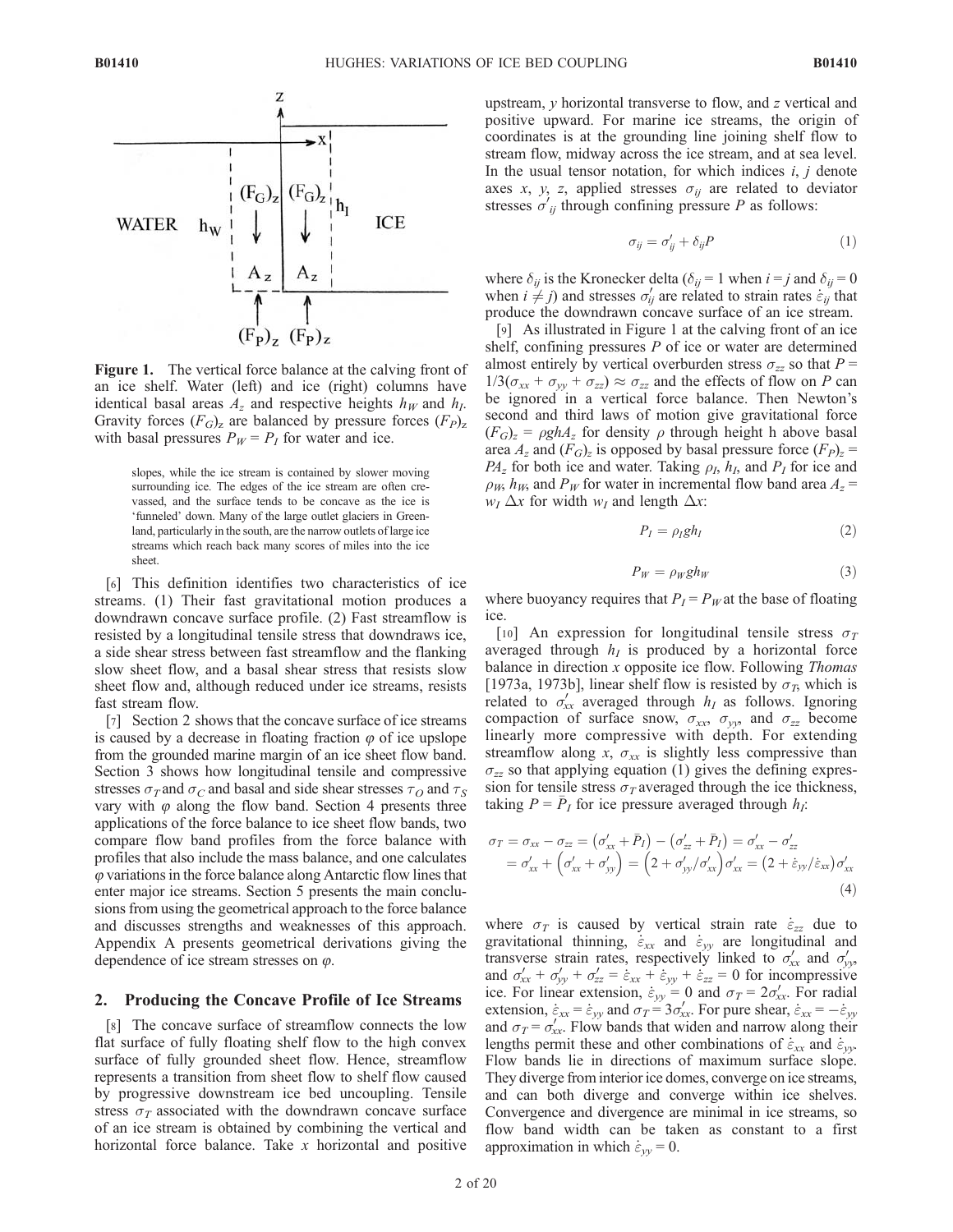Figure 1. The vertical force balance at the calving front of an ice shelf. Water (left) and ice (right) columns have identical basal areas $A_z$ and respective heights $h_W$ and $h_I$. Gravity forces $(F_G)_z$ are balanced by pressure forces $(F_P)_z$ with basal pressures $P_W = P_I$ for water and ice.

> slopes, while the ice stream is contained by slower moving surrounding ice. The edges of the ice stream are often crevassed, and the surface tends to be concave as the ice is 'funneled' down. Many of the large outlet glaciers in Greenland, particularly in the south, are the narrow outlets of large ice streams which reach back many scores of miles into the ice sheet.

[6] This definition identifies two characteristics of ice streams. (1) Their fast gravitational motion produces a downdrawn concave surface profile. (2) Fast streamflow is resisted by a longitudinal tensile stress that downdraws ice, a side shear stress between fast streamflow and the flanking slow sheet flow, and a basal shear stress that resists slow sheet flow and, although reduced under ice streams, resists fast stream flow.

[7] Section 2 shows that the concave surface of ice streams is caused by a decrease in floating fraction $\varphi$ of ice upslope from the grounded marine margin of an ice sheet flow band. Section 3 shows how longitudinal tensile and compressive stresses $\sigma_T$ and $\sigma_C$ and basal and side shear stresses $\tau_O$ and $\tau_S$ vary with $\varphi$ along the flow band. Section 4 presents three applications of the force balance to ice sheet flow bands, two compare flow band profiles from the force balance with profiles that also include the mass balance, and one calculates $\varphi$ variations in the force balance along Antarctic flow lines that enter major ice streams. Section 5 presents the main conclusions from using the geometrical approach to the force balance and discusses strengths and weaknesses of this approach. Appendix A presents geometrical derivations giving the dependence of ice stream stresses on $\varphi$.

## 2. Producing the Concave Profile of Ice Streams

[8] The concave surface of streamflow connects the low flat surface of fully floating shelf flow to the high convex surface of fully grounded sheet flow. Hence, streamflow represents a transition from sheet flow to shelf flow caused by progressive downstream ice bed uncoupling. Tensile stress $\sigma_T$ associated with the downdrawn concave surface of an ice stream is obtained by combining the vertical and horizontal force balance. Take $x$ horizontal and positive upstream, $y$ horizontal transverse to flow, and $z$ vertical and positive upward. For marine ice streams, the origin of coordinates is at the grounding line joining shelf flow to stream flow, midway across the ice stream, and at sea level. In the usual tensor notation, for which indices $i$, $j$ denote axes $x$, $y$, $z$, applied stresses $\sigma_{ij}$ are related to deviator stresses $\sigma'_{ij}$ through confining pressure $P$ as follows:

$$\sigma_{ij} = \sigma'_{ij} + \delta_{ij} P \tag{1}$$

where $\delta_{ij}$ is the Kronecker delta ($\delta_{ij} = 1$ when $i = j$ and $\delta_{ij} = 0$ when $i \neq j$) and stresses $\sigma'_{ij}$ are related to strain rates $\dot{\varepsilon}_{ij}$ that produce the downdrawn concave surface of an ice stream.

[9] As illustrated in Figure 1 at the calving front of an ice shelf, confining pressures $P$ of ice or water are determined almost entirely by vertical overburden stress $\sigma_{zz}$ so that $P = 1/3(\sigma_{xx} + \sigma_{yy} + \sigma_{zz}) \approx \sigma_{zz}$ and the effects of flow on $P$ can be ignored in a vertical force balance. Then Newton's second and third laws of motion give gravitational force $(F_G)_z = \rho g h A_z$ for density $\rho$ through height h above basal area $A_z$ and $(F_G)_z$ is opposed by basal pressure force $(F_P)_z = P A_z$ for both ice and water. Taking $\rho_I$, $h_I$, and $P_I$ for ice and $\rho_W$, $h_W$, and $P_W$ for water in incremental flow band area $A_z = w_I \Delta x$ for width $w_I$ and length $\Delta x$:

$$P_I = \rho_I g h_I \tag{2}$$

$$P_W = \rho_W g h_W \tag{3}$$

where buoyancy requires that $P_I = P_W$ at the base of floating ice.

[10] An expression for longitudinal tensile stress $\sigma_T$ averaged through $h_I$ is produced by a horizontal force balance in direction $x$ opposite ice flow. Following *Thomas* [1973a, 1973b], linear shelf flow is resisted by $\sigma_T$, which is related to $\sigma'_{xx}$ averaged through $h_I$ as follows. Ignoring compaction of surface snow, $\sigma_{xx}$, $\sigma_{yy}$, and $\sigma_{zz}$ become linearly more compressive with depth. For extending streamflow along $x$, $\sigma_{xx}$ is slightly less compressive than $\sigma_{zz}$ so that applying equation (1) gives the defining expression for tensile stress $\sigma_T$ averaged through the ice thickness, taking $P = \bar{P}_I$ for ice pressure averaged through $h_I$:

$$\begin{aligned}\sigma_T = \sigma_{xx} - \sigma_{zz} &= \left(\sigma'_{xx} + \bar{P}_I\right) - \left(\sigma'_{zz} + \bar{P}_I\right) = \sigma'_{xx} - \sigma'_{zz} \\ &= \sigma'_{xx} + \left(\sigma'_{xx} + \sigma'_{yy}\right) = \left(2 + \sigma'_{yy}/\sigma'_{xx}\right)\sigma'_{xx} = \left(2 + \dot{\varepsilon}_{yy}/\dot{\varepsilon}_{xx}\right)\sigma'_{xx}\end{aligned} \tag{4}$$

where $\sigma_T$ is caused by vertical strain rate $\dot{\varepsilon}_{zz}$ due to gravitational thinning, $\dot{\varepsilon}_{xx}$ and $\dot{\varepsilon}_{yy}$ are longitudinal and transverse strain rates, respectively linked to $\sigma'_{xx}$ and $\sigma'_{yy}$, and $\sigma'_{xx} + \sigma'_{yy} + \sigma'_{zz} = \dot{\varepsilon}_{xx} + \dot{\varepsilon}_{yy} + \dot{\varepsilon}_{zz} = 0$ for incompressive ice. For linear extension, $\dot{\varepsilon}_{yy} = 0$ and $\sigma_T = 2\sigma'_{xx}$. For radial extension, $\dot{\varepsilon}_{xx} = \dot{\varepsilon}_{yy}$ and $\sigma_T = 3\sigma'_{xx}$. For pure shear, $\dot{\varepsilon}_{xx} = -\dot{\varepsilon}_{yy}$ and $\sigma_T = \sigma'_{xx}$. Flow bands that widen and narrow along their lengths permit these and other combinations of $\dot{\varepsilon}_{xx}$ and $\dot{\varepsilon}_{yy}$. Flow bands lie in directions of maximum surface slope. They diverge from interior ice domes, converge on ice streams, and can both diverge and converge within ice shelves. Convergence and divergence are minimal in ice streams, so flow band width can be taken as constant to a first approximation in which $\dot{\varepsilon}_{yy} = 0$.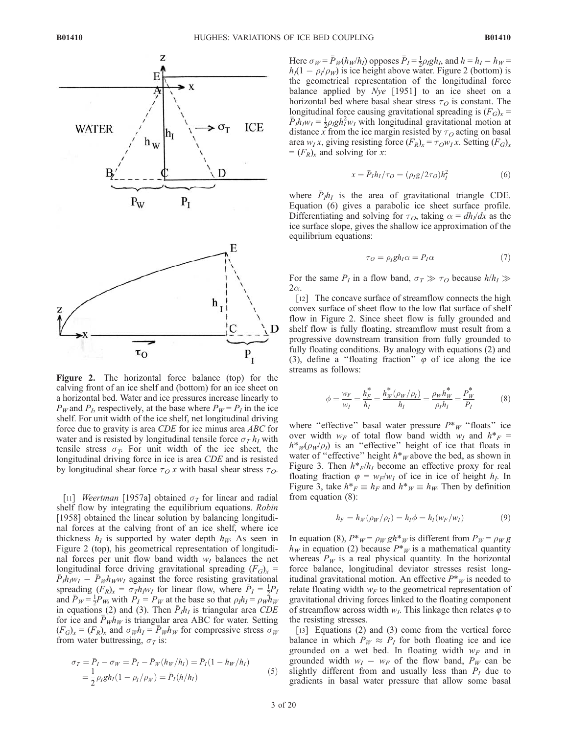**Figure 2.** The horizontal force balance (top) for the calving front of an ice shelf and (bottom) for an ice sheet on a horizontal bed. Water and ice pressures increase linearly to $P_W$ and $P_I$, respectively, at the base where $P_W = P_I$ in the ice shelf. For unit width of the ice shelf, net longitudinal driving force due to gravity is area $CDE$ for ice minus area $ABC$ for water and is resisted by longitudinal tensile force $\sigma_T h_I$ with tensile stress $\sigma_T$. For unit width of the ice sheet, the longitudinal driving force in ice is area $CDE$ and is resisted by longitudinal shear force $\tau_O x$ with basal shear stress $\tau_O$.

[11] *Weertman* [1957a] obtained $\sigma_T$ for linear and radial shelf flow by integrating the equilibrium equations. *Robin* [1958] obtained the linear solution by balancing longitudinal forces at the calving front of an ice shelf, where ice thickness $h_I$ is supported by water depth $h_W$. As seen in Figure 2 (top), his geometrical representation of longitudinal forces per unit flow band width $w_I$ balances the net longitudinal force driving gravitational spreading $(F_G)_x = \bar{P}_I h_I w_I - \bar{P}_W h_W w_I$ against the force resisting gravitational spreading $(F_R)_x = \sigma_T h_I w_I$ for linear flow, where $\bar{P}_I = \frac{1}{2}P_I$ and $\bar{P}_W = \frac{1}{2}P_W$, with $P_I = P_W$ at the base so that $\rho_I h_I = \rho_W h_W$ in equations (2) and (3). Then $\bar{P}_I h_I$ is triangular area $CDE$ for ice and $\bar{P}_W h_W$ is triangular area ABC for water. Setting $(F_G)_x = (F_R)_x$ and $\sigma_W h_I = \bar{P}_W h_W$ for compressive stress $\sigma_W$ from water buttressing, $\sigma_T$ is:

$$\sigma_T = \bar{P}_I - \sigma_W = \bar{P}_I - \bar{P}_W(h_W/h_I) = \bar{P}_I(1 - h_W/h_I) = \frac{1}{2}\rho_I g h_I(1 - \rho_I/\rho_W) = \bar{P}_I(h/h_I) \tag{5}$$

Here $\sigma_W = \bar{P}_W(h_W/h_I)$ opposes $\bar{P}_I = \frac{1}{2}\rho_I g h_I$, and $h = h_I - h_W = h_I(1 - \rho_I/\rho_W)$ is ice height above water. Figure 2 (bottom) is the geometrical representation of the longitudinal force balance applied by *Nye* [1951] to an ice sheet on a horizontal bed where basal shear stress $\tau_O$ is constant. The longitudinal force causing gravitational spreading is $(F_G)_x = \bar{P}_I h_I w_I = \frac{1}{2}\rho_I g h_I^2 w_I$ with longitudinal gravitational motion at distance $x$ from the ice margin resisted by $\tau_O$ acting on basal area $w_I x$, giving resisting force $(F_R)_x = \tau_O w_I x$. Setting $(F_G)_x = (F_R)_x$ and solving for $x$:

$$x = \bar{P}_I h_I/\tau_O = (\rho_I g/2\tau_O)h_I^2 \tag{6}$$

where $\bar{P}_I h_I$ is the area of gravitational triangle CDE. Equation (6) gives a parabolic ice sheet surface profile. Differentiating and solving for $\tau_O$, taking $\alpha = dh_I/dx$ as the ice surface slope, gives the shallow ice approximation of the equilibrium equations:

$$\tau_O = \rho_I g h_I \alpha = P_I \alpha \tag{7}$$

For the same $P_I$ in a flow band, $\sigma_T \gg \tau_O$ because $h/h_I \gg 2\alpha$.

[12] The concave surface of streamflow connects the high convex surface of sheet flow to the low flat surface of shelf flow in Figure 2. Since sheet flow is fully grounded and shelf flow is fully floating, streamflow must result from a progressive downstream transition from fully grounded to fully floating conditions. By analogy with equations (2) and (3), define a "floating fraction" $\varphi$ of ice along the ice streams as follows:

$$\phi = \frac{w_F}{w_I} = \frac{h_F^*}{h_I} = \frac{h_W^*(\rho_W/\rho_I)}{h_I} = \frac{\rho_W h_W^*}{\rho_I h_I} = \frac{P_W^*}{P_I} \tag{8}$$

where "effective" basal water pressure $P^*_W$ "floats" ice over width $w_F$ of total flow band width $w_I$ and $h^*_F = h^*_W(\rho_W/\rho_I)$ is an "effective" height of ice that floats in water of "effective" height $h^*_W$ above the bed, as shown in Figure 3. Then $h^*_F/h_I$ become an effective proxy for real floating fraction $\varphi = w_F/w_I$ of ice in ice of height $h_I$. In Figure 3, take $h^*_F \equiv h_F$ and $h^*_W \equiv h_W$. Then by definition from equation (8):

$$h_F = h_W(\rho_W/\rho_I) = h_I\phi = h_I(w_F/w_I) \tag{9}$$

In equation (8), $P^*_W = \rho_W g h^*_W$ is different from $P_W = \rho_W g h_W$ in equation (2) because $P^*_W$ is a mathematical quantity whereas $P_W$ is a real physical quantity. In the horizontal force balance, longitudinal deviator stresses resist longitudinal gravitational motion. An effective $P^*_W$ is needed to relate floating width $w_F$ to the geometrical representation of gravitational driving forces linked to the floating component of streamflow across width $w_I$. This linkage then relates $\varphi$ to the resisting stresses.

[13] Equations (2) and (3) come from the vertical force balance in which $P_W \approx P_I$ for both floating ice and ice grounded on a wet bed. In floating width $w_F$ and in grounded width $w_I - w_F$ of the flow band, $P_W$ can be slightly different from and usually less than $P_I$ due to gradients in basal water pressure that allow some basal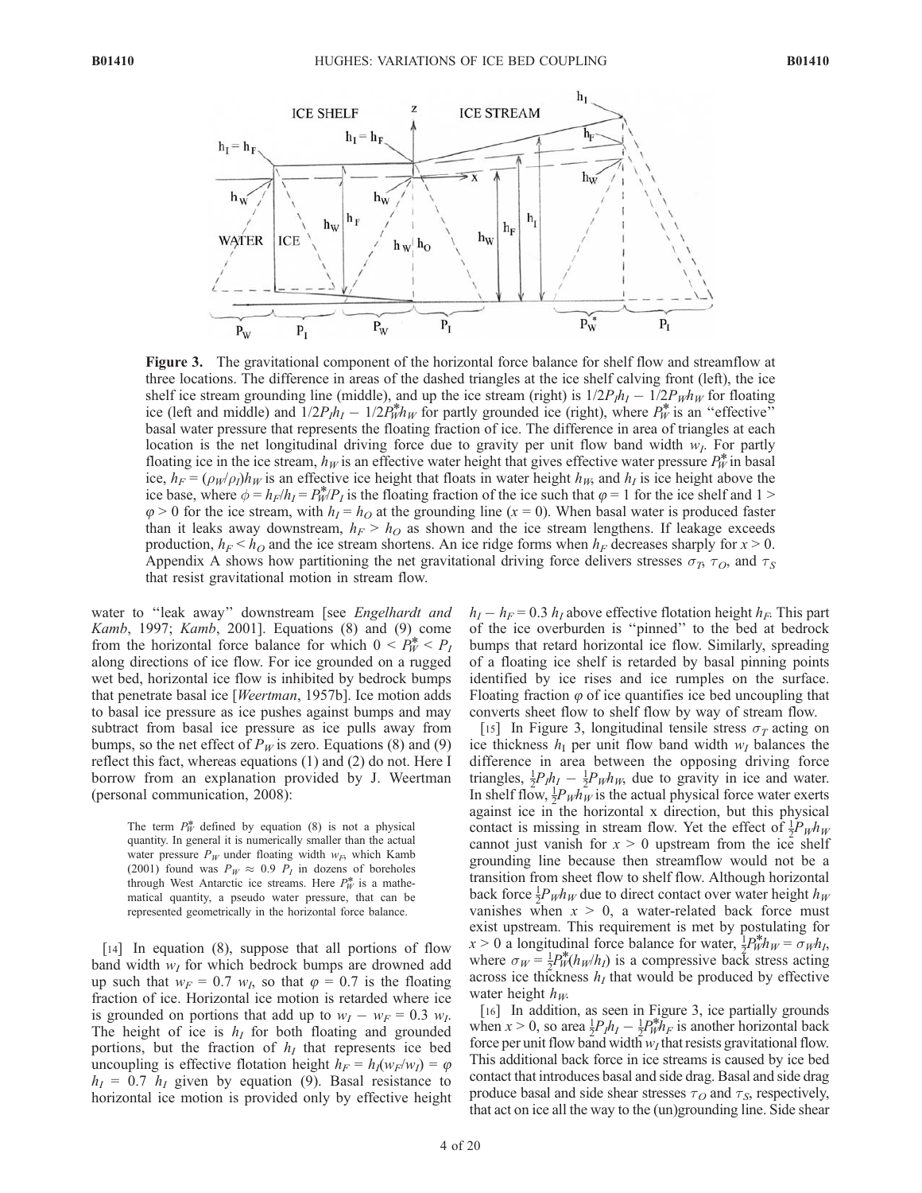**Figure 3.** The gravitational component of the horizontal force balance for shelf flow and streamflow at three locations. The difference in areas of the dashed triangles at the ice shelf calving front (left), the ice shelf ice stream grounding line (middle), and up the ice stream (right) is $1/2P_I h_I - 1/2P_W h_W$ for floating ice (left and middle) and $1/2P_I h_I - 1/2P_W^* h_W$ for partly grounded ice (right), where $P_W^*$ is an "effective" basal water pressure that represents the floating fraction of ice. The difference in area of triangles at each location is the net longitudinal driving force due to gravity per unit flow band width $w_I$. For partly floating ice in the ice stream, $h_W$ is an effective water height that gives effective water pressure $P_W^*$ in basal ice, $h_F = (\rho_W/\rho_I)h_W$ is an effective ice height that floats in water height $h_W$, and $h_I$ is ice height above the ice base, where $\phi = h_F/h_I = P_W^*/P_I$ is the floating fraction of the ice such that $\varphi = 1$ for the ice shelf and $1 > \varphi > 0$ for the ice stream, with $h_I = h_O$ at the grounding line ($x = 0$). When basal water is produced faster than it leaks away downstream, $h_F > h_O$ as shown and the ice stream lengthens. If leakage exceeds production, $h_F < h_O$ and the ice stream shortens. An ice ridge forms when $h_F$ decreases sharply for $x > 0$. Appendix A shows how partitioning the net gravitational driving force delivers stresses $\sigma_T$, $\tau_O$, and $\tau_S$ that resist gravitational motion in stream flow.

water to "leak away" downstream [see *Engelhardt and Kamb*, 1997; *Kamb*, 2001]. Equations (8) and (9) come from the horizontal force balance for which $0 < P_W^* < P_I$ along directions of ice flow. For ice grounded on a rugged wet bed, horizontal ice flow is inhibited by bedrock bumps that penetrate basal ice [*Weertman*, 1957b]. Ice motion adds to basal ice pressure as ice pushes against bumps and may subtract from basal ice pressure as ice pulls away from bumps, so the net effect of $P_W$ is zero. Equations (8) and (9) reflect this fact, whereas equations (1) and (2) do not. Here I borrow from an explanation provided by J. Weertman (personal communication, 2008):

> The term $P_W^*$ defined by equation (8) is not a physical quantity. In general it is numerically smaller than the actual water pressure $P_W$ under floating width $w_F$, which Kamb (2001) found was $P_W \approx 0.9\ P_I$ in dozens of boreholes through West Antarctic ice streams. Here $P_W^*$ is a mathematical quantity, a pseudo water pressure, that can be represented geometrically in the horizontal force balance.

[14] In equation (8), suppose that all portions of flow band width $w_I$ for which bedrock bumps are drowned add up such that $w_F = 0.7\ w_I$, so that $\varphi = 0.7$ is the floating fraction of ice. Horizontal ice motion is retarded where ice is grounded on portions that add up to $w_I - w_F = 0.3\ w_I$. The height of ice is $h_I$ for both floating and grounded portions, but the fraction of $h_I$ that represents ice bed uncoupling is effective flotation height $h_F = h_I(w_F/w_I) = \varphi\ h_I = 0.7\ h_I$ given by equation (9). Basal resistance to horizontal ice motion is provided only by effective height $h_I - h_F = 0.3\ h_I$ above effective flotation height $h_F$. This part of the ice overburden is "pinned" to the bed at bedrock bumps that retard horizontal ice flow. Similarly, spreading of a floating ice shelf is retarded by basal pinning points identified by ice rises and ice rumples on the surface. Floating fraction $\varphi$ of ice quantifies ice bed uncoupling that converts sheet flow to shelf flow by way of stream flow.

[15] In Figure 3, longitudinal tensile stress $\sigma_T$ acting on ice thickness $h_I$ per unit flow band width $w_I$ balances the difference in area between the opposing driving force triangles, $\frac{1}{2}P_I h_I - \frac{1}{2}P_W h_W$, due to gravity in ice and water. In shelf flow, $\frac{1}{2}P_W h_W$ is the actual physical force water exerts against ice in the horizontal x direction, but this physical contact is missing in stream flow. Yet the effect of $\frac{1}{2}P_W h_W$ cannot just vanish for $x > 0$ upstream from the ice shelf grounding line because then streamflow would not be a transition from sheet flow to shelf flow. Although horizontal back force $\frac{1}{2}P_W h_W$ due to direct contact over water height $h_W$ vanishes when $x > 0$, a water-related back force must exist upstream. This requirement is met by postulating for $x > 0$ a longitudinal force balance for water, $\frac{1}{2}P_W^* h_W = \sigma_W h_I$, where $\sigma_W = \frac{1}{2}P_W^*(h_W/h_I)$ is a compressive back stress acting across ice thickness $h_I$ that would be produced by effective water height $h_W$.

[16] In addition, as seen in Figure 3, ice partially grounds when $x > 0$, so area $\frac{1}{2}P_I h_I - \frac{1}{2}P_W^* h_F$ is another horizontal back force per unit flow band width $w_I$ that resists gravitational flow. This additional back force in ice streams is caused by ice bed contact that introduces basal and side drag. Basal and side drag produce basal and side shear stresses $\tau_O$ and $\tau_S$, respectively, that act on ice all the way to the (un)grounding line. Side shear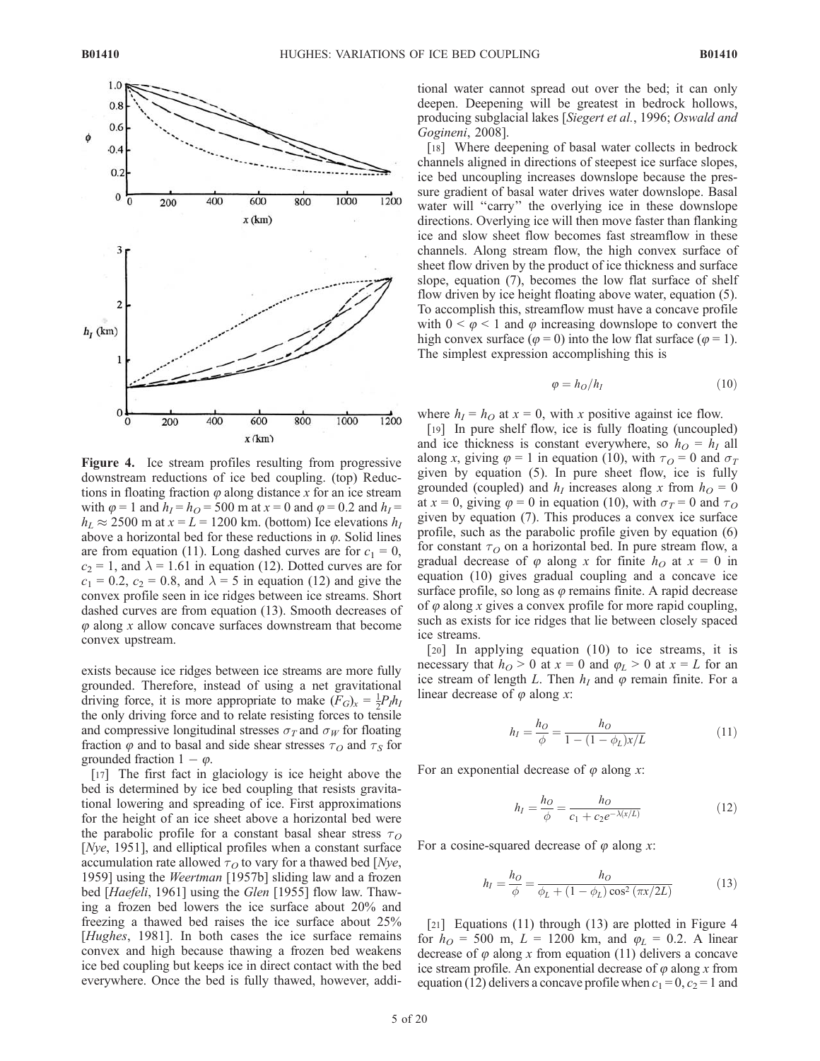**Figure 4.** Ice stream profiles resulting from progressive downstream reductions of ice bed coupling. (top) Reductions in floating fraction $\varphi$ along distance $x$ for an ice stream with $\varphi = 1$ and $h_I = h_O = 500$ m at $x = 0$ and $\varphi = 0.2$ and $h_I = h_L \approx 2500$ m at $x = L = 1200$ km. (bottom) Ice elevations $h_I$ above a horizontal bed for these reductions in $\varphi$. Solid lines are from equation (11). Long dashed curves are for $c_1 = 0$, $c_2 = 1$, and $\lambda = 1.61$ in equation (12). Dotted curves are for $c_1 = 0.2$, $c_2 = 0.8$, and $\lambda = 5$ in equation (12) and give the convex profile seen in ice ridges between ice streams. Short dashed curves are from equation (13). Smooth decreases of $\varphi$ along $x$ allow concave surfaces downstream that become convex upstream.

exists because ice ridges between ice streams are more fully grounded. Therefore, instead of using a net gravitational driving force, it is more appropriate to make $(F_G)_x = \frac{1}{2}P_I h_I$ the only driving force and to relate resisting forces to tensile and compressive longitudinal stresses $\sigma_T$ and $\sigma_W$ for floating fraction $\varphi$ and to basal and side shear stresses $\tau_O$ and $\tau_S$ for grounded fraction $1 - \varphi$.

[17] The first fact in glaciology is ice height above the bed is determined by ice bed coupling that resists gravitational lowering and spreading of ice. First approximations for the height of an ice sheet above a horizontal bed were the parabolic profile for a constant basal shear stress $\tau_O$ [*Nye*, 1951], and elliptical profiles when a constant surface accumulation rate allowed $\tau_O$ to vary for a thawed bed [*Nye*, 1959] using the *Weertman* [1957b] sliding law and a frozen bed [*Haefeli*, 1961] using the *Glen* [1955] flow law. Thawing a frozen bed lowers the ice surface about 20% and freezing a thawed bed raises the ice surface about 25% [*Hughes*, 1981]. In both cases the ice surface remains convex and high because thawing a frozen bed weakens ice bed coupling but keeps ice in direct contact with the bed everywhere. Once the bed is fully thawed, however, additional water cannot spread out over the bed; it can only deepen. Deepening will be greatest in bedrock hollows, producing subglacial lakes [*Siegert et al.*, 1996; *Oswald and Gogineni*, 2008].

[18] Where deepening of basal water collects in bedrock channels aligned in directions of steepest ice surface slopes, ice bed uncoupling increases downslope because the pressure gradient of basal water drives water downslope. Basal water will "carry" the overlying ice in these downslope directions. Overlying ice will then move faster than flanking ice and slow sheet flow becomes fast streamflow in these channels. Along stream flow, the high convex surface of sheet flow driven by the product of ice thickness and surface slope, equation (7), becomes the low flat surface of shelf flow driven by ice height floating above water, equation (5). To accomplish this, streamflow must have a concave profile with $0 < \varphi < 1$ and $\varphi$ increasing downslope to convert the high convex surface ($\varphi = 0$) into the low flat surface ($\varphi = 1$). The simplest expression accomplishing this is

$$\varphi = h_O/h_I \tag{10}$$

where $h_I = h_O$ at $x = 0$, with $x$ positive against ice flow.

[19] In pure shelf flow, ice is fully floating (uncoupled) and ice thickness is constant everywhere, so $h_O = h_I$ all along $x$, giving $\varphi = 1$ in equation (10), with $\tau_O = 0$ and $\sigma_T$ given by equation (5). In pure sheet flow, ice is fully grounded (coupled) and $h_I$ increases along $x$ from $h_O = 0$ at $x = 0$, giving $\varphi = 0$ in equation (10), with $\sigma_T = 0$ and $\tau_O$ given by equation (7). This produces a convex ice surface profile, such as the parabolic profile given by equation (6) for constant $\tau_O$ on a horizontal bed. In pure stream flow, a gradual decrease of $\varphi$ along $x$ for finite $h_O$ at $x = 0$ in equation (10) gives gradual coupling and a concave ice surface profile, so long as $\varphi$ remains finite. A rapid decrease of $\varphi$ along $x$ gives a convex profile for more rapid coupling, such as exists for ice ridges that lie between closely spaced ice streams.

[20] In applying equation (10) to ice streams, it is necessary that $h_O > 0$ at $x = 0$ and $\varphi_L > 0$ at $x = L$ for an ice stream of length $L$. Then $h_I$ and $\varphi$ remain finite. For a linear decrease of $\varphi$ along $x$:

$$h_I = \frac{h_O}{\phi} = \frac{h_O}{1 - (1 - \phi_L)x/L} \tag{11}$$

For an exponential decrease of $\varphi$ along $x$:

$$h_I = \frac{h_O}{\phi} = \frac{h_O}{c_1 + c_2 e^{-\lambda(x/L)}} \tag{12}$$

For a cosine-squared decrease of $\varphi$ along $x$:

$$h_I = \frac{h_O}{\phi} = \frac{h_O}{\phi_L + (1 - \phi_L)\cos^2(\pi x/2L)} \tag{13}$$

[21] Equations (11) through (13) are plotted in Figure 4 for $h_O = 500$ m, $L = 1200$ km, and $\varphi_L = 0.2$. A linear decrease of $\varphi$ along $x$ from equation (11) delivers a concave ice stream profile. An exponential decrease of $\varphi$ along $x$ from equation (12) delivers a concave profile when $c_1 = 0$, $c_2 = 1$ and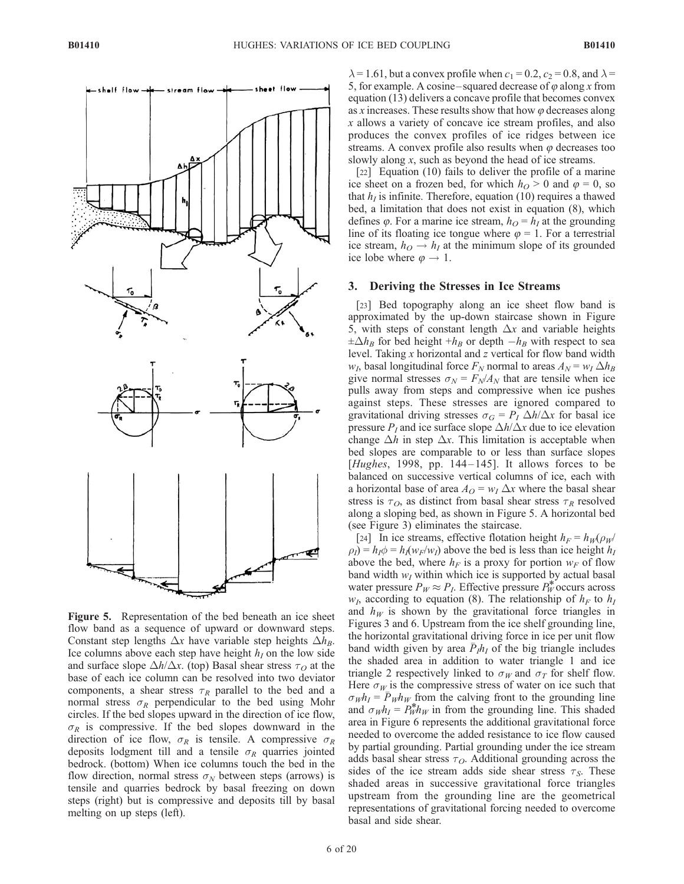Figure 5. Representation of the bed beneath an ice sheet flow band as a sequence of upward or downward steps. Constant step lengths $\Delta x$ have variable step heights $\Delta h_B$. Ice columns above each step have height $h_I$ on the low side and surface slope $\Delta h/\Delta x$. (top) Basal shear stress $\tau_O$ at the base of each ice column can be resolved into two deviator components, a shear stress $\tau_R$ parallel to the bed and a normal stress $\sigma_R$ perpendicular to the bed using Mohr circles. If the bed slopes upward in the direction of ice flow, $\sigma_R$ is compressive. If the bed slopes downward in the direction of ice flow, $\sigma_R$ is tensile. A compressive $\sigma_R$ deposits lodgment till and a tensile $\sigma_R$ quarries jointed bedrock. (bottom) When ice columns touch the bed in the flow direction, normal stress $\sigma_N$ between steps (arrows) is tensile and quarries bedrock by basal freezing on down steps (right) but is compressive and deposits till by basal melting on up steps (left).

$\lambda = 1.61$, but a convex profile when $c_1 = 0.2$, $c_2 = 0.8$, and $\lambda = 5$, for example. A cosine–squared decrease of $\varphi$ along $x$ from equation (13) delivers a concave profile that becomes convex as $x$ increases. These results show that how $\varphi$ decreases along $x$ allows a variety of concave ice stream profiles, and also produces the convex profiles of ice ridges between ice streams. A convex profile also results when $\varphi$ decreases too slowly along $x$, such as beyond the head of ice streams.

[22] Equation (10) fails to deliver the profile of a marine ice sheet on a frozen bed, for which $h_O > 0$ and $\varphi = 0$, so that $h_I$ is infinite. Therefore, equation (10) requires a thawed bed, a limitation that does not exist in equation (8), which defines $\varphi$. For a marine ice stream, $h_O = h_I$ at the grounding line of its floating ice tongue where $\varphi = 1$. For a terrestrial ice stream, $h_O \rightarrow h_I$ at the minimum slope of its grounded ice lobe where $\varphi \rightarrow 1$.

## 3. Deriving the Stresses in Ice Streams

[23] Bed topography along an ice sheet flow band is approximated by the up-down staircase shown in Figure 5, with steps of constant length $\Delta x$ and variable heights $\pm\Delta h_B$ for bed height $+h_B$ or depth $-h_B$ with respect to sea level. Taking $x$ horizontal and $z$ vertical for flow band width $w_I$, basal longitudinal force $F_N$ normal to areas $A_N = w_I\,\Delta h_B$ give normal stresses $\sigma_N = F_N/A_N$ that are tensile when ice pulls away from steps and compressive when ice pushes against steps. These stresses are ignored compared to gravitational driving stresses $\sigma_G = P_I\,\Delta h/\Delta x$ for basal ice pressure $P_I$ and ice surface slope $\Delta h/\Delta x$ due to ice elevation change $\Delta h$ in step $\Delta x$. This limitation is acceptable when bed slopes are comparable to or less than surface slopes [*Hughes*, 1998, pp. 144–145]. It allows forces to be balanced on successive vertical columns of ice, each with a horizontal base of area $A_O = w_I\,\Delta x$ where the basal shear stress is $\tau_O$, as distinct from basal shear stress $\tau_R$ resolved along a sloping bed, as shown in Figure 5. A horizontal bed (see Figure 3) eliminates the staircase.

[24] In ice streams, effective flotation height $h_F = h_W(\rho_W/\rho_I) = h_I\phi = h_I(w_F/w_I)$ above the bed is less than ice height $h_I$ above the bed, where $h_F$ is a proxy for portion $w_F$ of flow band width $w_I$ within which ice is supported by actual basal water pressure $P_W \approx P_I$. Effective pressure $P_W^*$ occurs across $w_I$, according to equation (8). The relationship of $h_F$ to $h_I$ and $h_W$ is shown by the gravitational force triangles in Figures 3 and 6. Upstream from the ice shelf grounding line, the horizontal gravitational driving force in ice per unit flow band width given by area $\bar{P}_I h_I$ of the big triangle includes the shaded area in addition to water triangle 1 and ice triangle 2 respectively linked to $\sigma_W$ and $\sigma_T$ for shelf flow. Here $\sigma_W$ is the compressive stress of water on ice such that $\sigma_W h_I = \bar{P}_W h_W$ from the calving front to the grounding line and $\sigma_W h_I = \bar{P}_W^* h_W$ in from the grounding line. This shaded area in Figure 6 represents the additional gravitational force needed to overcome the added resistance to ice flow caused by partial grounding. Partial grounding under the ice stream adds basal shear stress $\tau_O$. Additional grounding across the sides of the ice stream adds side shear stress $\tau_S$. These shaded areas in successive gravitational force triangles upstream from the grounding line are the geometrical representations of gravitational forcing needed to overcome basal and side shear.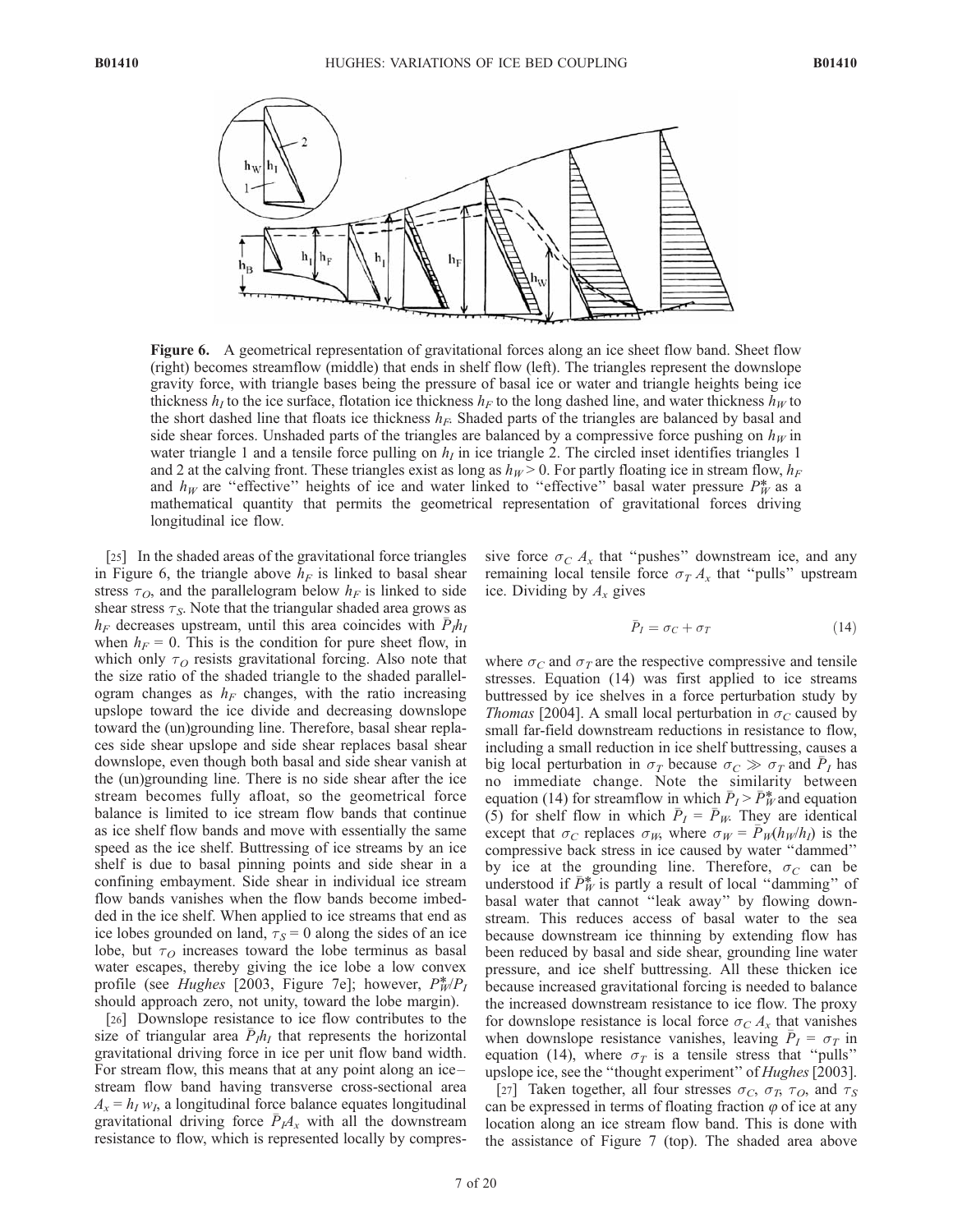**Figure 6.** A geometrical representation of gravitational forces along an ice sheet flow band. Sheet flow (right) becomes streamflow (middle) that ends in shelf flow (left). The triangles represent the downslope gravity force, with triangle bases being the pressure of basal ice or water and triangle heights being ice thickness $h_I$ to the ice surface, flotation ice thickness $h_F$ to the long dashed line, and water thickness $h_W$ to the short dashed line that floats ice thickness $h_F$. Shaded parts of the triangles are balanced by basal and side shear forces. Unshaded parts of the triangles are balanced by a compressive force pushing on $h_W$ in water triangle 1 and a tensile force pulling on $h_I$ in ice triangle 2. The circled inset identifies triangles 1 and 2 at the calving front. These triangles exist as long as $h_W > 0$. For partly floating ice in stream flow, $h_F$ and $h_W$ are "effective" heights of ice and water linked to "effective" basal water pressure $P_W^*$ as a mathematical quantity that permits the geometrical representation of gravitational forces driving longitudinal ice flow.

[25] In the shaded areas of the gravitational force triangles in Figure 6, the triangle above $h_F$ is linked to basal shear stress $\tau_O$, and the parallelogram below $h_F$ is linked to side shear stress $\tau_S$. Note that the triangular shaded area grows as $h_F$ decreases upstream, until this area coincides with $\bar{P}_I h_I$ when $h_F = 0$. This is the condition for pure sheet flow, in which only $\tau_O$ resists gravitational forcing. Also note that the size ratio of the shaded triangle to the shaded parallelogram changes as $h_F$ changes, with the ratio increasing upslope toward the ice divide and decreasing downslope toward the (un)grounding line. Therefore, basal shear replaces side shear upslope and side shear replaces basal shear downslope, even though both basal and side shear vanish at the (un)grounding line. There is no side shear after the ice stream becomes fully afloat, so the geometrical force balance is limited to ice stream flow bands that continue as ice shelf flow bands and move with essentially the same speed as the ice shelf. Buttressing of ice streams by an ice shelf is due to basal pinning points and side shear in a confining embayment. Side shear in individual ice stream flow bands vanishes when the flow bands become imbedded in the ice shelf. When applied to ice streams that end as ice lobes grounded on land, $\tau_S = 0$ along the sides of an ice lobe, but $\tau_O$ increases toward the lobe terminus as basal water escapes, thereby giving the ice lobe a low convex profile (see *Hughes* [2003, Figure 7e]; however, $P_W^*/P_I$ should approach zero, not unity, toward the lobe margin).

[26] Downslope resistance to ice flow contributes to the size of triangular area $\bar{P}_I h_I$ that represents the horizontal gravitational driving force in ice per unit flow band width. For stream flow, this means that at any point along an ice–stream flow band having transverse cross-sectional area $A_x = h_I w_I$, a longitudinal force balance equates longitudinal gravitational driving force $\bar{P}_I A_x$ with all the downstream resistance to flow, which is represented locally by compressive force $\sigma_C A_x$ that "pushes" downstream ice, and any remaining local tensile force $\sigma_T A_x$ that "pulls" upstream ice. Dividing by $A_x$ gives

$$\bar{P}_I = \sigma_C + \sigma_T \tag{14}$$

where $\sigma_C$ and $\sigma_T$ are the respective compressive and tensile stresses. Equation (14) was first applied to ice streams buttressed by ice shelves in a force perturbation study by *Thomas* [2004]. A small local perturbation in $\sigma_C$ caused by small far-field downstream reductions in resistance to flow, including a small reduction in ice shelf buttressing, causes a big local perturbation in $\sigma_T$ because $\sigma_C \gg \sigma_T$ and $\bar{P}_I$ has no immediate change. Note the similarity between equation (14) for streamflow in which $\bar{P}_I > \bar{P}_W^*$ and equation (5) for shelf flow in which $\bar{P}_I = \bar{P}_W$. They are identical except that $\sigma_C$ replaces $\sigma_W$, where $\sigma_W = \bar{P}_W(h_W/h_I)$ is the compressive back stress in ice caused by water "dammed" by ice at the grounding line. Therefore, $\sigma_C$ can be understood if $\bar{P}_W^*$ is partly a result of local "damming" of basal water that cannot "leak away" by flowing downstream. This reduces access of basal water to the sea because downstream ice thinning by extending flow has been reduced by basal and side shear, grounding line water pressure, and ice shelf buttressing. All these thicken ice because increased gravitational forcing is needed to balance the increased downstream resistance to ice flow. The proxy for downslope resistance is local force $\sigma_C A_x$ that vanishes when downslope resistance vanishes, leaving $\bar{P}_I = \sigma_T$ in equation (14), where $\sigma_T$ is a tensile stress that "pulls" upslope ice, see the "thought experiment" of *Hughes* [2003].

[27] Taken together, all four stresses $\sigma_C$, $\sigma_T$, $\tau_O$, and $\tau_S$ can be expressed in terms of floating fraction $\varphi$ of ice at any location along an ice stream flow band. This is done with the assistance of Figure 7 (top). The shaded area above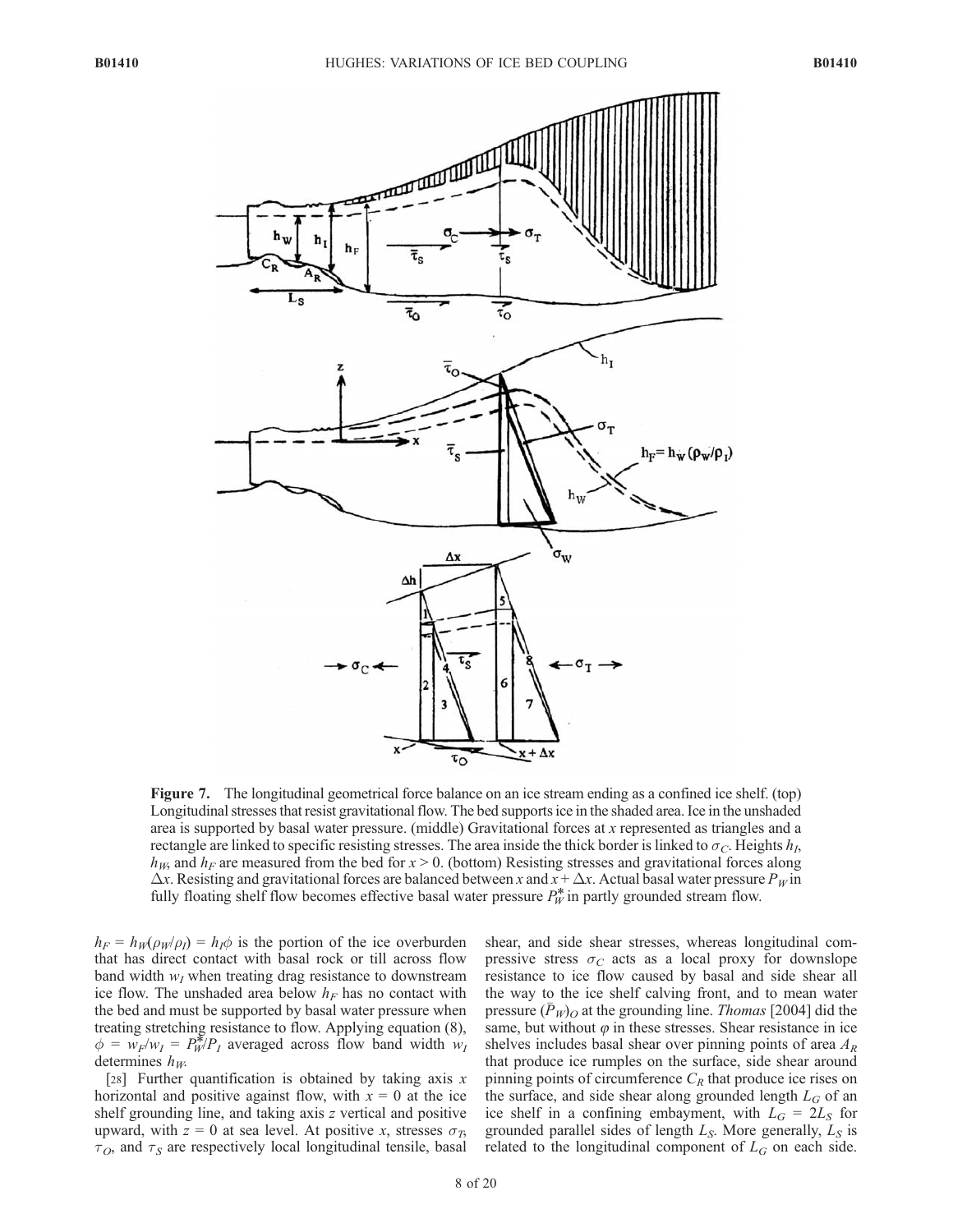**Figure 7.** The longitudinal geometrical force balance on an ice stream ending as a confined ice shelf. (top) Longitudinal stresses that resist gravitational flow. The bed supports ice in the shaded area. Ice in the unshaded area is supported by basal water pressure. (middle) Gravitational forces at $x$ represented as triangles and a rectangle are linked to specific resisting stresses. The area inside the thick border is linked to $\sigma_C$. Heights $h_I$, $h_W$, and $h_F$ are measured from the bed for $x > 0$. (bottom) Resisting stresses and gravitational forces along $\Delta x$. Resisting and gravitational forces are balanced between $x$ and $x + \Delta x$. Actual basal water pressure $P_W$ in fully floating shelf flow becomes effective basal water pressure $P_W^*$ in partly grounded stream flow.

$h_F = h_W(\rho_W/\rho_I) = h_I\phi$ is the portion of the ice overburden that has direct contact with basal rock or till across flow band width $w_I$ when treating drag resistance to downstream ice flow. The unshaded area below $h_F$ has no contact with the bed and must be supported by basal water pressure when treating stretching resistance to flow. Applying equation (8), $\phi = w_F/w_I = P_W^*/P_I$ averaged across flow band width $w_I$ determines $h_W$.

[28] Further quantification is obtained by taking axis $x$ horizontal and positive against flow, with $x = 0$ at the ice shelf grounding line, and taking axis $z$ vertical and positive upward, with $z = 0$ at sea level. At positive $x$, stresses $\sigma_T$, $\tau_O$, and $\tau_S$ are respectively local longitudinal tensile, basal shear, and side shear stresses, whereas longitudinal compressive stress $\sigma_C$ acts as a local proxy for downslope resistance to ice flow caused by basal and side shear all the way to the ice shelf calving front, and to mean water pressure $(\bar{P}_W)_O$ at the grounding line. *Thomas* [2004] did the same, but without $\varphi$ in these stresses. Shear resistance in ice shelves includes basal shear over pinning points of area $A_R$ that produce ice rumples on the surface, side shear around pinning points of circumference $C_R$ that produce ice rises on the surface, and side shear along grounded length $L_G$ of an ice shelf in a confining embayment, with $L_G = 2L_S$ for grounded parallel sides of length $L_S$. More generally, $L_S$ is related to the longitudinal component of $L_G$ on each side.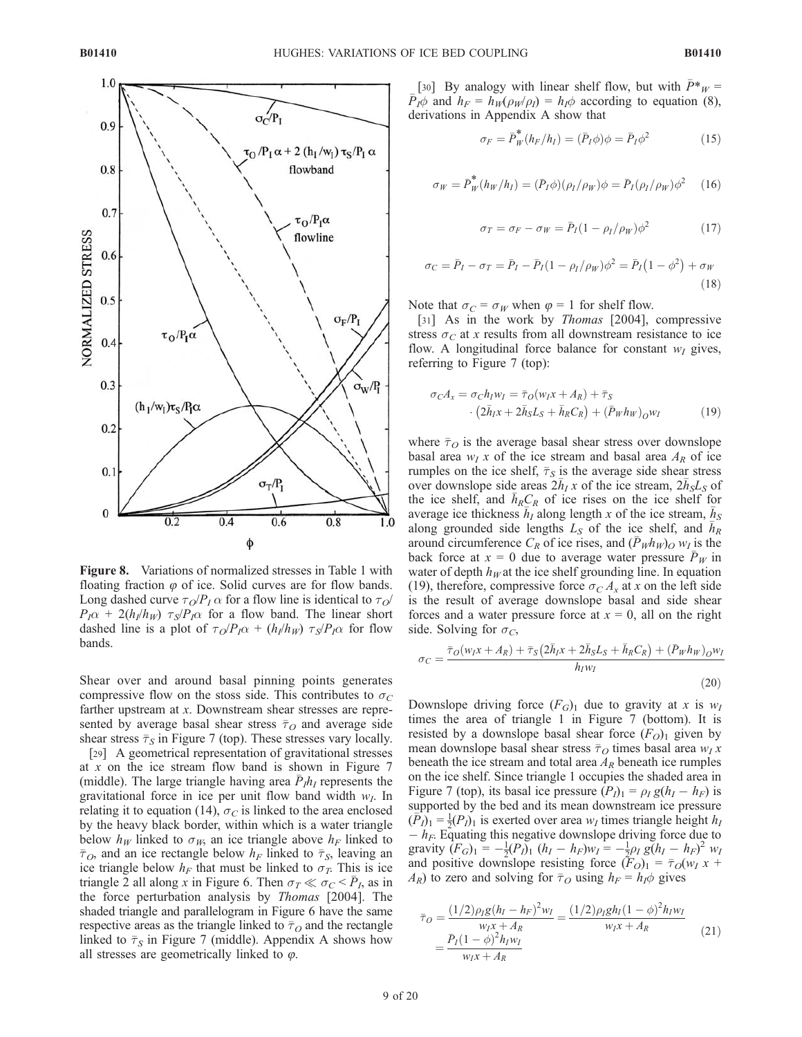**Figure 8.** Variations of normalized stresses in Table 1 with floating fraction $\varphi$ of ice. Solid curves are for flow bands. Long dashed curve $\tau_O/P_I\,\alpha$ for a flow line is identical to $\tau_O/P_I\alpha + 2(h_I/h_W)\ \tau_S/P_I\alpha$ for a flow band. The linear short dashed line is a plot of $\tau_O/P_I\alpha + (h_I/h_W)\ \tau_S/P_I\alpha$ for flow bands.

Shear over and around basal pinning points generates compressive flow on the stoss side. This contributes to $\sigma_C$ farther upstream at $x$. Downstream shear stresses are represented by average basal shear stress $\bar{\tau}_O$ and average side shear stress $\bar{\tau}_S$ in Figure 7 (top). These stresses vary locally.

[29] A geometrical representation of gravitational stresses at $x$ on the ice stream flow band is shown in Figure 7 (middle). The large triangle having area $\bar{P}_I h_I$ represents the gravitational force in ice per unit flow band width $w_I$. In relating it to equation (14), $\sigma_C$ is linked to the area enclosed by the heavy black border, within which is a water triangle below $h_W$ linked to $\sigma_W$, an ice triangle above $h_F$ linked to $\bar{\tau}_O$, and an ice rectangle below $h_F$ linked to $\bar{\tau}_S$, leaving an ice triangle below $h_F$ that must be linked to $\sigma_T$. This is ice triangle 2 all along $x$ in Figure 6. Then $\sigma_T \ll \sigma_C < \bar{P}_I$, as in the force perturbation analysis by *Thomas* [2004]. The shaded triangle and parallelogram in Figure 6 have the same respective areas as the triangle linked to $\bar{\tau}_O$ and the rectangle linked to $\bar{\tau}_S$ in Figure 7 (middle). Appendix A shows how all stresses are geometrically linked to $\varphi$.

[30] By analogy with linear shelf flow, but with $\bar{P}^*_W = \bar{P}_I\phi$ and $h_F = h_W(\rho_W/\rho_I) = h_I\phi$ according to equation (8), derivations in Appendix A show that

$$\sigma_F = \bar{P}^*_W(h_F/h_I) = (\bar{P}_I\phi)\phi = \bar{P}_I\phi^2 \tag{15}$$

$$\sigma_W = \bar{P}^*_W(h_W/h_I) = (\bar{P}_I\phi)(\rho_I/\rho_W)\phi = \bar{P}_I(\rho_I/\rho_W)\phi^2 \tag{16}$$

$$\sigma_T = \sigma_F - \sigma_W = \bar{P}_I(1-\rho_I/\rho_W)\phi^2 \tag{17}$$

$$\sigma_C = \bar{P}_I - \sigma_T = \bar{P}_I - \bar{P}_I(1-\rho_I/\rho_W)\phi^2 = \bar{P}_I\left(1-\phi^2\right) + \sigma_W \tag{18}$$

Note that $\sigma_C = \sigma_W$ when $\varphi = 1$ for shelf flow.

[31] As in the work by *Thomas* [2004], compressive stress $\sigma_C$ at $x$ results from all downstream resistance to ice flow. A longitudinal force balance for constant $w_I$ gives, referring to Figure 7 (top):

$$\sigma_C A_x = \sigma_C h_I w_I = \bar{\tau}_O(w_I x + A_R) + \bar{\tau}_S \cdot \left(2\bar{h}_I x + 2\bar{h}_S L_S + \bar{h}_R C_R\right) + \left(\bar{P}_W h_W\right)_O w_I \tag{19}$$

where $\bar{\tau}_O$ is the average basal shear stress over downslope basal area $w_I\,x$ of the ice stream and basal area $A_R$ of ice rumples on the ice shelf, $\bar{\tau}_S$ is the average side shear stress over downslope side areas $2\bar{h}_I\,x$ of the ice stream, $2\bar{h}_S L_S$ of the ice shelf, and $\bar{h}_R C_R$ of ice rises on the ice shelf for average ice thickness $\bar{h}_I$ along length $x$ of the ice stream, $\bar{h}_S$ along grounded side lengths $L_S$ of the ice shelf, and $\bar{h}_R$ around circumference $C_R$ of ice rises, and $(\bar{P}_W h_W)_O\,w_I$ is the back force at $x = 0$ due to average water pressure $\bar{P}_W$ in water of depth $h_W$ at the ice shelf grounding line. In equation (19), therefore, compressive force $\sigma_C A_x$ at $x$ on the left side is the result of average downslope basal and side shear forces and a water pressure force at $x = 0$, all on the right side. Solving for $\sigma_C$,

$$\sigma_C = \frac{\bar{\tau}_O(w_I x + A_R) + \bar{\tau}_S\left(2\bar{h}_I x + 2\bar{h}_S L_S + \bar{h}_R C_R\right) + \left(\bar{P}_W h_W\right)_O w_I}{h_I w_I} \tag{20}$$

Downslope driving force $(F_G)_1$ due to gravity at $x$ is $w_I$ times the area of triangle 1 in Figure 7 (bottom). It is resisted by a downslope basal shear force $(F_O)_1$ given by mean downslope basal shear stress $\bar{\tau}_O$ times basal area $w_I\,x$ beneath the ice stream and total area $A_R$ beneath ice rumples on the ice shelf. Since triangle 1 occupies the shaded area in Figure 7 (top), its basal ice pressure $(P_I)_1 = \rho_I\,g(h_I - h_F)$ is supported by the bed and its mean downstream ice pressure $(\bar{P}_I)_1 = \frac{1}{2}(P_I)_1$ is exerted over area $w_I$ times triangle height $h_I - h_F$. Equating this negative downslope driving force due to gravity $(F_G)_1 = -\frac{1}{2}(P_I)_1\,(h_I - h_F)w_I = -\frac{1}{2}\rho_I\,g(h_I - h_F)^2\,w_I$ and positive downslope resisting force $(F_O)_1 = \bar{\tau}_O(w_I\,x + A_R)$ to zero and solving for $\bar{\tau}_O$ using $h_F = h_I\phi$ gives

$$\bar{\tau}_O = \frac{(1/2)\rho_I g(h_I - h_F)^2 w_I}{w_I x + A_R} = \frac{(1/2)\rho_I g h_I(1-\phi)^2 h_I w_I}{w_I x + A_R} = \frac{\bar{P}_I(1-\phi)^2 h_I w_I}{w_I x + A_R} \tag{21}$$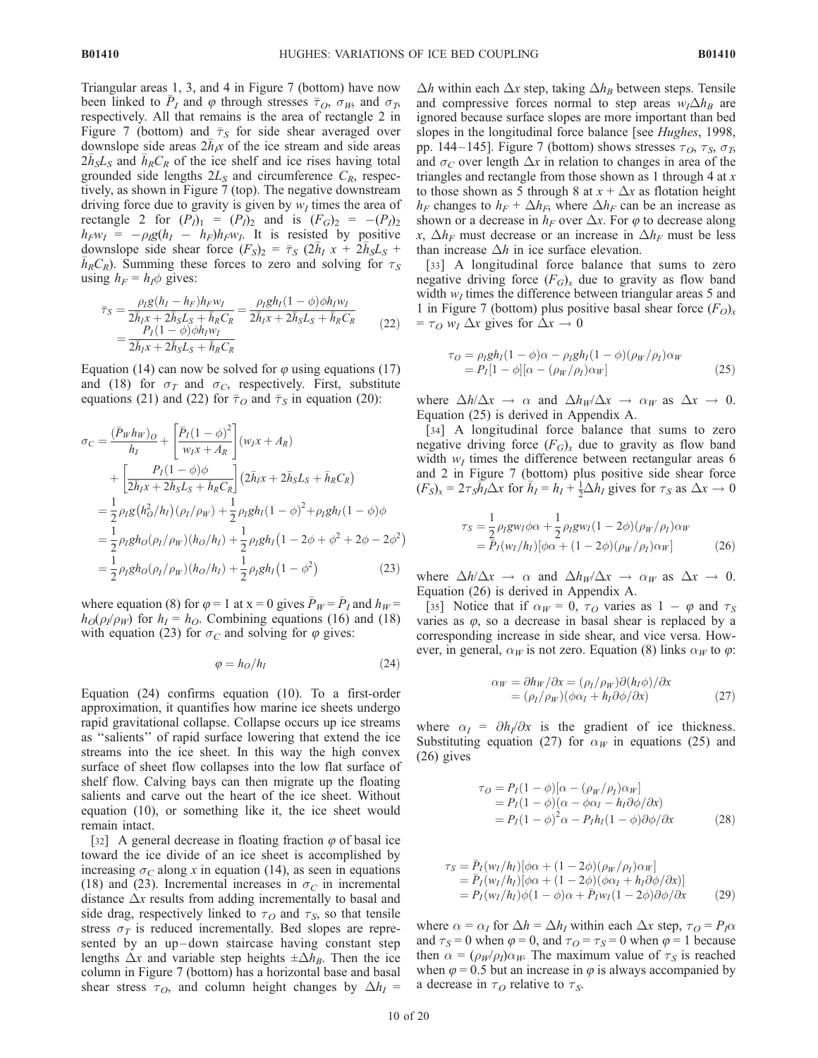Triangular areas 1, 3, and 4 in Figure 7 (bottom) have now been linked to $\bar{P}_I$ and $\varphi$ through stresses $\bar{\tau}_O$, $\sigma_W$, and $\sigma_T$, respectively. All that remains is the area of rectangle 2 in Figure 7 (bottom) and $\bar{\tau}_S$ for side shear averaged over downslope side areas $2\bar{h}_I x$ of the ice stream and side areas $2\bar{h}_S L_S$ and $\bar{h}_R C_R$ of the ice shelf and ice rises having total grounded side lengths $2L_S$ and circumference $C_R$, respectively, as shown in Figure 7 (top). The negative downstream driving force due to gravity is given by $w_I$ times the area of rectangle 2 for $(P_I)_1 = (P_I)_2$ and is $(F_G)_2 = -(P_I)_2 h_F w_I = -\rho_I g(h_I - h_F)h_F w_I$. It is resisted by positive downslope side shear force $(F_S)_2 = \bar{\tau}_S (2\bar{h}_I x + 2\bar{h}_S L_S + \bar{h}_R C_R)$. Summing these forces to zero and solving for $\tau_S$ using $h_F = h_I\phi$ gives:

$$
\begin{aligned}
\bar{\tau}_S &= \frac{\rho_I g(h_I - h_F)h_F w_I}{2\bar{h}_I x + 2\bar{h}_S L_S + \bar{h}_R C_R} = \frac{\rho_I g h_I(1-\phi)\phi h_I w_I}{2\bar{h}_I x + 2\bar{h}_S L_S + \bar{h}_R C_R} \\
&= \frac{P_I(1-\phi)\phi h_I w_I}{2\bar{h}_I x + 2\bar{h}_S L_S + \bar{h}_R C_R}
\end{aligned}
\tag{22}
$$

Equation (14) can now be solved for $\varphi$ using equations (17) and (18) for $\sigma_T$ and $\sigma_C$, respectively. First, substitute equations (21) and (22) for $\bar{\tau}_O$ and $\bar{\tau}_S$ in equation (20):

$$
\begin{aligned}
\sigma_C &= \frac{(\bar{P}_W h_W)_O}{h_I} + \left[\frac{\bar{P}_I(1-\phi)^2}{w_I x + A_R}\right](w_I x + A_R) \\
&\quad + \left[\frac{P_I(1-\phi)\phi}{2\bar{h}_I x + 2\bar{h}_S L_S + \bar{h}_R C_R}\right]\left(2\bar{h}_I x + 2\bar{h}_S L_S + \bar{h}_R C_R\right) \\
&= \frac{1}{2}\rho_I g\left(h_O^2/h_I\right)(\rho_I/\rho_W) + \frac{1}{2}\rho_I g h_I(1-\phi)^2 + \rho_I g h_I(1-\phi)\phi \\
&= \frac{1}{2}\rho_I g h_O(\rho_I/\rho_W)(h_O/h_I) + \frac{1}{2}\rho_I g h_I\left(1 - 2\phi + \phi^2 + 2\phi - 2\phi^2\right) \\
&= \frac{1}{2}\rho_I g h_O(\rho_I/\rho_W)(h_O/h_I) + \frac{1}{2}\rho_I g h_I\left(1 - \phi^2\right)
\end{aligned}
\tag{23}
$$

where equation (8) for $\varphi = 1$ at x = 0 gives $\bar{P}_W = \bar{P}_I$ and $h_W = h_O(\rho_I/\rho_W)$ for $h_I = h_O$. Combining equations (16) and (18) with equation (23) for $\sigma_C$ and solving for $\varphi$ gives:

$$
\varphi = h_O/h_I \tag{24}
$$

Equation (24) confirms equation (10). To a first-order approximation, it quantifies how marine ice sheets undergo rapid gravitational collapse. Collapse occurs up ice streams as "salients" of rapid surface lowering that extend the ice streams into the ice sheet. In this way the high convex surface of sheet flow collapses into the low flat surface of shelf flow. Calving bays can then migrate up the floating salients and carve out the heart of the ice sheet. Without equation (10), or something like it, the ice sheet would remain intact.

[32] A general decrease in floating fraction $\varphi$ of basal ice toward the ice divide of an ice sheet is accomplished by increasing $\sigma_C$ along $x$ in equation (14), as seen in equations (18) and (23). Incremental increases in $\sigma_C$ in incremental distance $\Delta x$ results from adding incrementally to basal and side drag, respectively linked to $\tau_O$ and $\tau_S$, so that tensile stress $\sigma_T$ is reduced incrementally. Bed slopes are represented by an up–down staircase having constant step lengths $\Delta x$ and variable step heights $\pm\Delta h_B$. Then the ice column in Figure 7 (bottom) has a horizontal base and basal shear stress $\tau_O$, and column height changes by $\Delta h_I = \Delta h$ within each $\Delta x$ step, taking $\Delta h_B$ between steps. Tensile and compressive forces normal to step areas $w_I\Delta h_B$ are ignored because surface slopes are more important than bed slopes in the longitudinal force balance [see *Hughes*, 1998, pp. 144–145]. Figure 7 (bottom) shows stresses $\tau_O$, $\tau_S$, $\sigma_T$, and $\sigma_C$ over length $\Delta x$ in relation to changes in area of the triangles and rectangle from those shown as 1 through 4 at $x$ to those shown as 5 through 8 at $x + \Delta x$ as flotation height $h_F$ changes to $h_F + \Delta h_F$, where $\Delta h_F$ can be an increase as shown or a decrease in $h_F$ over $\Delta x$. For $\varphi$ to decrease along $x$, $\Delta h_F$ must decrease or an increase in $\Delta h_F$ must be less than increase $\Delta h$ in ice surface elevation.

[33] A longitudinal force balance that sums to zero negative driving force $(F_G)_x$ due to gravity as flow band width $w_I$ times the difference between triangular areas 5 and 1 in Figure 7 (bottom) plus positive basal shear force $(F_O)_x = \tau_O\, w_I\, \Delta x$ gives for $\Delta x \rightarrow 0$

$$
\begin{aligned}
\tau_O &= \rho_I g h_I(1-\phi)\alpha - \rho_I g h_I(1-\phi)(\rho_W/\rho_I)\alpha_W \\
&= P_I[1-\phi][\alpha - (\rho_W/\rho_I)\alpha_W]
\end{aligned}
\tag{25}
$$

where $\Delta h/\Delta x \rightarrow \alpha$ and $\Delta h_W/\Delta x \rightarrow \alpha_W$ as $\Delta x \rightarrow 0$. Equation (25) is derived in Appendix A.

[34] A longitudinal force balance that sums to zero negative driving force $(F_G)_x$ due to gravity as flow band width $w_I$ times the difference between rectangular areas 6 and 2 in Figure 7 (bottom) plus positive side shear force $(F_S)_x = 2\tau_S\bar{h}_I\Delta x$ for $\bar{h}_I = h_I + \frac{1}{2}\Delta h_I$ gives for $\tau_S$ as $\Delta x \rightarrow 0$

$$
\begin{aligned}
\tau_S &= \frac{1}{2}\rho_I g w_I\phi\alpha + \frac{1}{2}\rho_I g w_I(1-2\phi)(\rho_W/\rho_I)\alpha_W \\
&= \bar{P}_I(w_I/h_I)[\phi\alpha + (1-2\phi)(\rho_W/\rho_I)\alpha_W]
\end{aligned}
\tag{26}
$$

where $\Delta h/\Delta x \rightarrow \alpha$ and $\Delta h_W/\Delta x \rightarrow \alpha_W$ as $\Delta x \rightarrow 0$. Equation (26) is derived in Appendix A.

[35] Notice that if $\alpha_W = 0$, $\tau_O$ varies as $1 - \varphi$ and $\tau_S$ varies as $\varphi$, so a decrease in basal shear is replaced by a corresponding increase in side shear, and vice versa. However, in general, $\alpha_W$ is not zero. Equation (8) links $\alpha_W$ to $\varphi$:

$$
\begin{aligned}
\alpha_W &= \partial h_W/\partial x = (\rho_I/\rho_W)\partial(h_I\phi)/\partial x \\
&= (\rho_I/\rho_W)(\phi\alpha_I + h_I\partial\phi/\partial x)
\end{aligned}
\tag{27}
$$

where $\alpha_I = \partial h_I/\partial x$ is the gradient of ice thickness. Substituting equation (27) for $\alpha_W$ in equations (25) and (26) gives

$$
\begin{aligned}
\tau_O &= P_I(1-\phi)[\alpha - (\rho_W/\rho_I)\alpha_W] \\
&= P_I(1-\phi)(\alpha - \phi\alpha_I - h_I\partial\phi/\partial x) \\
&= P_I(1-\phi)^2\alpha - P_I h_I(1-\phi)\partial\phi/\partial x
\end{aligned}
\tag{28}
$$

$$
\begin{aligned}
\tau_S &= \bar{P}_I(w_I/h_I)[\phi\alpha + (1-2\phi)(\rho_W/\rho_I)\alpha_W] \\
&= \bar{P}_I(w_I/h_I)[\phi\alpha + (1-2\phi)(\phi\alpha_I + h_I\partial\phi/\partial x)] \\
&= P_I(w_I/h_I)\phi(1-\phi)\alpha + \bar{P}_I w_I(1-2\phi)\partial\phi/\partial x
\end{aligned}
\tag{29}
$$

where $\alpha = \alpha_I$ for $\Delta h = \Delta h_I$ within each $\Delta x$ step, $\tau_O = P_I\alpha$ and $\tau_S = 0$ when $\varphi = 0$, and $\tau_O = \tau_S = 0$ when $\varphi = 1$ because then $\alpha = (\rho_W/\rho_I)\alpha_W$. The maximum value of $\tau_S$ is reached when $\varphi = 0.5$ but an increase in $\varphi$ is always accompanied by a decrease in $\tau_O$ relative to $\tau_S$.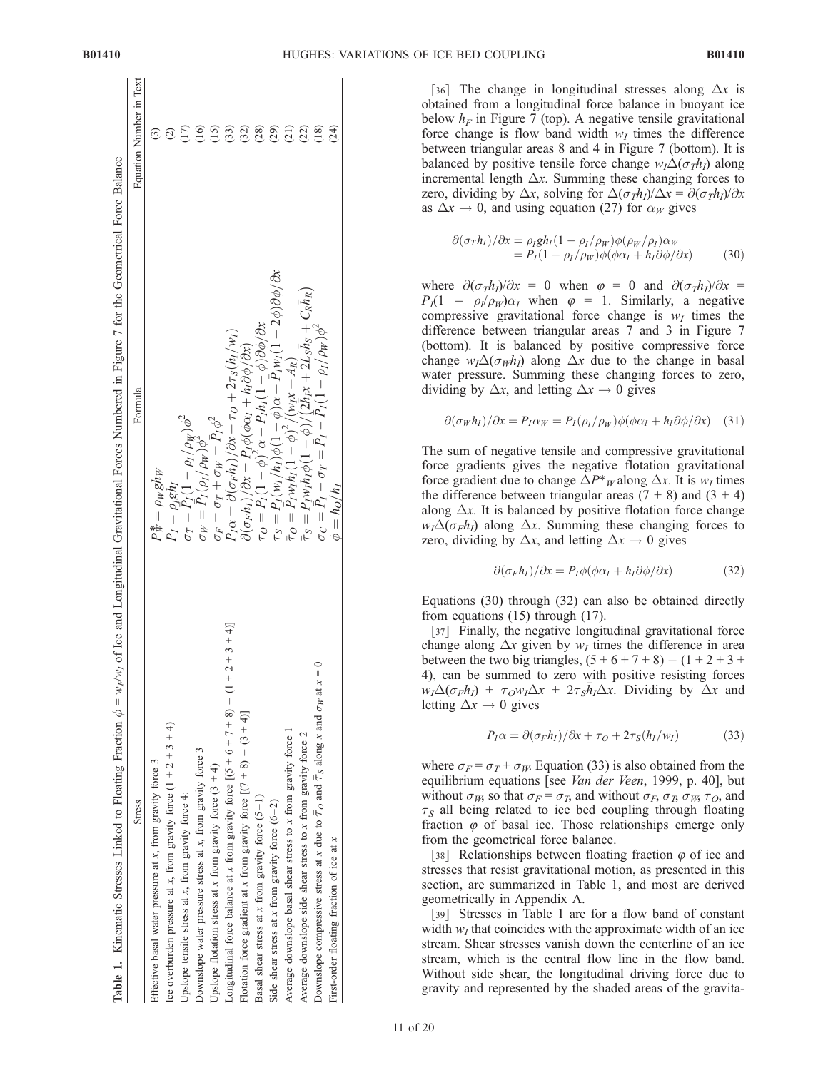**Table 1.** Kinematic Stresses Linked to Floating Fraction $\phi = w_F/w_I$ of Ice and Longitudinal Gravitational Forces Numbered in Figure 7 for the Geometrical Force Balance

| Stress | Formula | Equation Number in Text |
|---|---|---|
| Effective basal water pressure at $x$, from gravity force 3 | $P_W^* = \rho_W g h_W$ | (3) |
| Ice overburden pressure at $x$, from gravity force (1 + 2 + 3 + 4) | $P_I = \rho_I g h_I$ | (2) |
| Upslope tensile stress at $x$, from gravity force 4: | $\sigma_T = \bar{P}_I (1 - \rho_I/\rho_W)\phi^2$ | (17) |
| Downslope water pressure stress at $x$, from gravity force 3 | $\sigma_W = \bar{P}_I(\rho_I/\rho_W)\phi^2$ | (16) |
| Upslope flotation stress at $x$ from gravity force (3 + 4) | $\sigma_F = \sigma_T + \sigma_W = \bar{P}_I\phi^2$ | (15) |
| Longitudinal force balance at $x$ from gravity force [(5 + 6 + 7 + 8) − (1 + 2 + 3 + 4)] | $P_I\alpha = \partial(\sigma_F h_I)/\partial x + \tau_O + 2\tau_S(h_I/w_I)$ | (33) |
| Flotation force gradient at $x$ from gravity force [(7 + 8) − (3 + 4)] | $\partial(\sigma_F h_I)/\partial x = P_I\phi(\phi\alpha_I + h_I\partial\phi/\partial x)$ | (32) |
| Basal shear stress at $x$ from gravity force (5 − 1) | $\tau_O = P_I(1 - \phi)^2\alpha - P_I h_I(1 - \phi)\partial\phi/\partial x$ | (28) |
| Side shear stress at $x$ from gravity force (6 − 2) | $\tau_S = P_I(w_I/h_I)\phi(1 - \phi)\alpha + \bar{P}_I w_I(1 - 2\phi)\partial\phi/\partial x$ | (29) |
| Average downslope basal shear stress to $x$ from gravity force 1 | $\bar{\tau}_O = \bar{P}_I w_I h_I(1 - \phi)^2/(w_I x + A_R)$ | (21) |
| Average downslope side shear stress to $x$ from gravity force 2 | $\bar{\tau}_S = \bar{P}_I w_I h_I\phi(1 - \phi)/(2h_I x + 2L_S\bar{h}_S + C_R\bar{h}_R)$ | (22) |
| Downslope compressive stress at $x$ due to $\bar{\tau}_O$ and $\bar{\tau}_S$ along $x$ and $\sigma_W$ at $x = 0$ | $\sigma_C = \bar{P}_I - \sigma_T = \bar{P}_I - \bar{P}_I(1 - \rho_I/\rho_W)\phi^2$ | (18) |
| First-order floating fraction of ice at $x$ | $\phi = h_O/h_I$ | (24) |

[36] The change in longitudinal stresses along $\Delta x$ is obtained from a longitudinal force balance in buoyant ice below $h_F$ in Figure 7 (top). A negative tensile gravitational force change is flow band width $w_I$ times the difference between triangular areas 8 and 4 in Figure 7 (bottom). It is balanced by positive tensile force change $w_I\Delta(\sigma_T h_I)$ along incremental length $\Delta x$. Summing these changing forces to zero, dividing by $\Delta x$, solving for $\Delta(\sigma_T h_I)/\Delta x = \partial(\sigma_T h_I)/\partial x$ as $\Delta x \to 0$, and using equation (27) for $\alpha_W$ gives

$$\begin{aligned}\partial(\sigma_T h_I)/\partial x &= \rho_I g h_I(1 - \rho_I/\rho_W)\phi(\rho_W/\rho_I)\alpha_W \\ &= P_I(1 - \rho_I/\rho_W)\phi(\phi\alpha_I + h_I\partial\phi/\partial x)\end{aligned} \quad (30)$$

where $\partial(\sigma_T h_I)/\partial x = 0$ when $\varphi = 0$ and $\partial(\sigma_T h_I)/\partial x = P_I(1 - \rho_I/\rho_W)\alpha_I$ when $\varphi = 1$. Similarly, a negative compressive gravitational force change is $w_I$ times the difference between triangular areas 7 and 3 in Figure 7 (bottom). It is balanced by positive compressive force change $w_I\Delta(\sigma_W h_I)$ along $\Delta x$ due to the change in basal water pressure. Summing these changing forces to zero, dividing by $\Delta x$, and letting $\Delta x \to 0$ gives

$$\partial(\sigma_W h_I)/\partial x = P_I\alpha_W = P_I(\rho_I/\rho_W)\phi(\phi\alpha_I + h_I\partial\phi/\partial x) \quad (31)$$

The sum of negative tensile and compressive gravitational force gradients gives the negative flotation gravitational force gradient due to change $\Delta P^*_W$ along $\Delta x$. It is $w_I$ times the difference between triangular areas (7 + 8) and (3 + 4) along $\Delta x$. It is balanced by positive flotation force change $w_I\Delta(\sigma_F h_I)$ along $\Delta x$. Summing these changing forces to zero, dividing by $\Delta x$, and letting $\Delta x \to 0$ gives

$$\partial(\sigma_F h_I)/\partial x = P_I\phi(\phi\alpha_I + h_I\partial\phi/\partial x) \quad (32)$$

Equations (30) through (32) can also be obtained directly from equations (15) through (17).

[37] Finally, the negative longitudinal gravitational force change along $\Delta x$ given by $w_I$ times the difference in area between the two big triangles, (5 + 6 + 7 + 8) − (1 + 2 + 3 + 4), can be summed to zero with positive resisting forces $w_I\Delta(\sigma_F h_I) + \tau_O w_I\Delta x + 2\tau_S\bar{h}_I\Delta x$. Dividing by $\Delta x$ and letting $\Delta x \to 0$ gives

$$P_I\alpha = \partial(\sigma_F h_I)/\partial x + \tau_O + 2\tau_S(h_I/w_I) \quad (33)$$

where $\sigma_F = \sigma_T + \sigma_W$. Equation (33) is also obtained from the equilibrium equations [see *Van der Veen*, 1999, p. 40], but without $\sigma_W$, so that $\sigma_F = \sigma_T$, and without $\sigma_F$, $\sigma_T$, $\sigma_W$, $\tau_O$, and $\tau_S$ all being related to ice bed coupling through floating fraction $\varphi$ of basal ice. Those relationships emerge only from the geometrical force balance.

[38] Relationships between floating fraction $\varphi$ of ice and stresses that resist gravitational motion, as presented in this section, are summarized in Table 1, and most are derived geometrically in Appendix A.

[39] Stresses in Table 1 are for a flow band of constant width $w_I$ that coincides with the approximate width of an ice stream. Shear stresses vanish down the centerline of an ice stream, which is the central flow line in the flow band. Without side shear, the longitudinal driving force due to gravity and represented by the shaded areas of the gravita-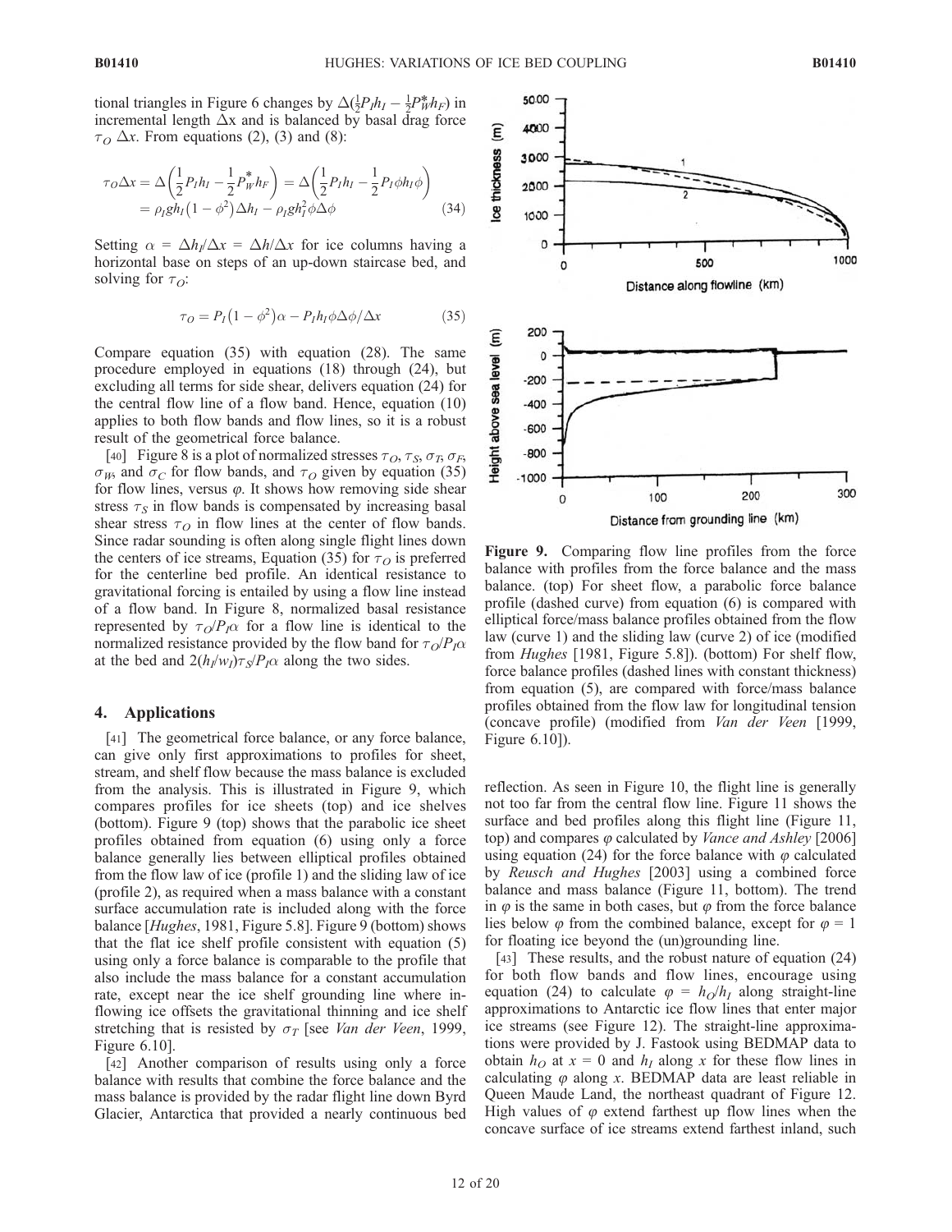tional triangles in Figure 6 changes by $\Delta(\frac{1}{2}P_I h_I - \frac{1}{2}P_W^* h_F)$ in incremental length $\Delta x$ and is balanced by basal drag force $\tau_O \, \Delta x$. From equations (2), (3) and (8):

$$\tau_O \Delta x = \Delta\left(\frac{1}{2}P_I h_I - \frac{1}{2}P_W^* h_F\right) = \Delta\left(\frac{1}{2}P_I h_I - \frac{1}{2}P_I \phi h_I \phi\right) = \rho_I g h_I \left(1 - \phi^2\right) \Delta h_I - \rho_I g h_I^2 \phi \Delta \phi \tag{34}$$

Setting $\alpha = \Delta h_I / \Delta x = \Delta h / \Delta x$ for ice columns having a horizontal base on steps of an up-down staircase bed, and solving for $\tau_O$:

$$\tau_O = P_I \left(1 - \phi^2\right) \alpha - P_I h_I \phi \Delta \phi / \Delta x \tag{35}$$

Compare equation (35) with equation (28). The same procedure employed in equations (18) through (24), but excluding all terms for side shear, delivers equation (24) for the central flow line of a flow band. Hence, equation (10) applies to both flow bands and flow lines, so it is a robust result of the geometrical force balance.

[40] Figure 8 is a plot of normalized stresses $\tau_O$, $\tau_S$, $\sigma_T$, $\sigma_F$, $\sigma_W$, and $\sigma_C$ for flow bands, and $\tau_O$ given by equation (35) for flow lines, versus $\varphi$. It shows how removing side shear stress $\tau_S$ in flow bands is compensated by increasing basal shear stress $\tau_O$ in flow lines at the center of flow bands. Since radar sounding is often along single flight lines down the centers of ice streams, Equation (35) for $\tau_O$ is preferred for the centerline bed profile. An identical resistance to gravitational forcing is entailed by using a flow line instead of a flow band. In Figure 8, normalized basal resistance represented by $\tau_O / P_I \alpha$ for a flow line is identical to the normalized resistance provided by the flow band for $\tau_O / P_I \alpha$ at the bed and $2(h_I / w_I) \tau_S / P_I \alpha$ along the two sides.

## 4. Applications

[41] The geometrical force balance, or any force balance, can give only first approximations to profiles for sheet, stream, and shelf flow because the mass balance is excluded from the analysis. This is illustrated in Figure 9, which compares profiles for ice sheets (top) and ice shelves (bottom). Figure 9 (top) shows that the parabolic ice sheet profiles obtained from equation (6) using only a force balance generally lies between elliptical profiles obtained from the flow law of ice (profile 1) and the sliding law of ice (profile 2), as required when a mass balance with a constant surface accumulation rate is included along with the force balance [*Hughes*, 1981, Figure 5.8]. Figure 9 (bottom) shows that the flat ice shelf profile consistent with equation (5) using only a force balance is comparable to the profile that also include the mass balance for a constant accumulation rate, except near the ice shelf grounding line where in-flowing ice offsets the gravitational thinning and ice shelf stretching that is resisted by $\sigma_T$ [see *Van der Veen*, 1999, Figure 6.10].

[42] Another comparison of results using only a force balance with results that combine the force balance and the mass balance is provided by the radar flight line down Byrd Glacier, Antarctica that provided a nearly continuous bed reflection. As seen in Figure 10, the flight line is generally not too far from the central flow line. Figure 11 shows the surface and bed profiles along this flight line (Figure 11, top) and compares $\varphi$ calculated by *Vance and Ashley* [2006] using equation (24) for the force balance with $\varphi$ calculated by *Reusch and Hughes* [2003] using a combined force balance and mass balance (Figure 11, bottom). The trend in $\varphi$ is the same in both cases, but $\varphi$ from the force balance lies below $\varphi$ from the combined balance, except for $\varphi = 1$ for floating ice beyond the (un)grounding line.

**Figure 9.** Comparing flow line profiles from the force balance with profiles from the force balance and the mass balance. (top) For sheet flow, a parabolic force balance profile (dashed curve) from equation (6) is compared with elliptical force/mass balance profiles obtained from the flow law (curve 1) and the sliding law (curve 2) of ice (modified from *Hughes* [1981, Figure 5.8]). (bottom) For shelf flow, force balance profiles (dashed lines with constant thickness) from equation (5), are compared with force/mass balance profiles obtained from the flow law for longitudinal tension (concave profile) (modified from *Van der Veen* [1999, Figure 6.10]).

[43] These results, and the robust nature of equation (24) for both flow bands and flow lines, encourage using equation (24) to calculate $\varphi = h_O / h_I$ along straight-line approximations to Antarctic ice flow lines that enter major ice streams (see Figure 12). The straight-line approximations were provided by J. Fastook using BEDMAP data to obtain $h_O$ at $x = 0$ and $h_I$ along $x$ for these flow lines in calculating $\varphi$ along $x$. BEDMAP data are least reliable in Queen Maude Land, the northeast quadrant of Figure 12. High values of $\varphi$ extend farthest up flow lines when the concave surface of ice streams extend farthest inland, such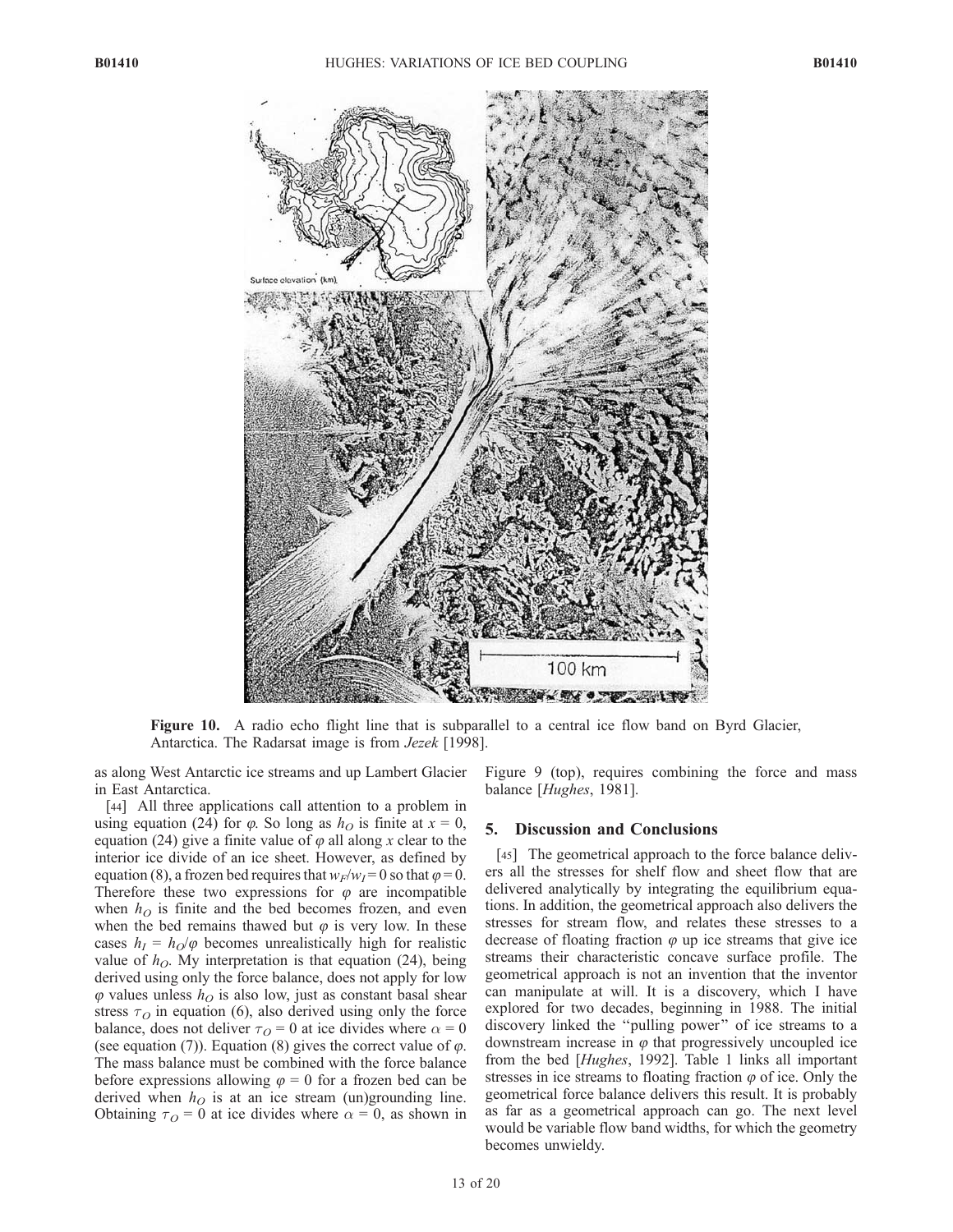Figure 10. A radio echo flight line that is subparallel to a central ice flow band on Byrd Glacier, Antarctica. The Radarsat image is from *Jezek* [1998].

as along West Antarctic ice streams and up Lambert Glacier in East Antarctica.

[44] All three applications call attention to a problem in using equation (24) for $\varphi$. So long as $h_O$ is finite at $x = 0$, equation (24) give a finite value of $\varphi$ all along $x$ clear to the interior ice divide of an ice sheet. However, as defined by equation (8), a frozen bed requires that $w_F/w_I = 0$ so that $\varphi = 0$. Therefore these two expressions for $\varphi$ are incompatible when $h_O$ is finite and the bed becomes frozen, and even when the bed remains thawed but $\varphi$ is very low. In these cases $h_I = h_O/\varphi$ becomes unrealistically high for realistic value of $h_O$. My interpretation is that equation (24), being derived using only the force balance, does not apply for low $\varphi$ values unless $h_O$ is also low, just as constant basal shear stress $\tau_O$ in equation (6), also derived using only the force balance, does not deliver $\tau_O = 0$ at ice divides where $\alpha = 0$ (see equation (7)). Equation (8) gives the correct value of $\varphi$. The mass balance must be combined with the force balance before expressions allowing $\varphi = 0$ for a frozen bed can be derived when $h_O$ is at an ice stream (un)grounding line. Obtaining $\tau_O = 0$ at ice divides where $\alpha = 0$, as shown in Figure 9 (top), requires combining the force and mass balance [*Hughes*, 1981].

## 5. Discussion and Conclusions

[45] The geometrical approach to the force balance delivers all the stresses for shelf flow and sheet flow that are delivered analytically by integrating the equilibrium equations. In addition, the geometrical approach also delivers the stresses for stream flow, and relates these stresses to a decrease of floating fraction $\varphi$ up ice streams that give ice streams their characteristic concave surface profile. The geometrical approach is not an invention that the inventor can manipulate at will. It is a discovery, which I have explored for two decades, beginning in 1988. The initial discovery linked the "pulling power" of ice streams to a downstream increase in $\varphi$ that progressively uncoupled ice from the bed [*Hughes*, 1992]. Table 1 links all important stresses in ice streams to floating fraction $\varphi$ of ice. Only the geometrical force balance delivers this result. It is probably as far as a geometrical approach can go. The next level would be variable flow band widths, for which the geometry becomes unwieldy.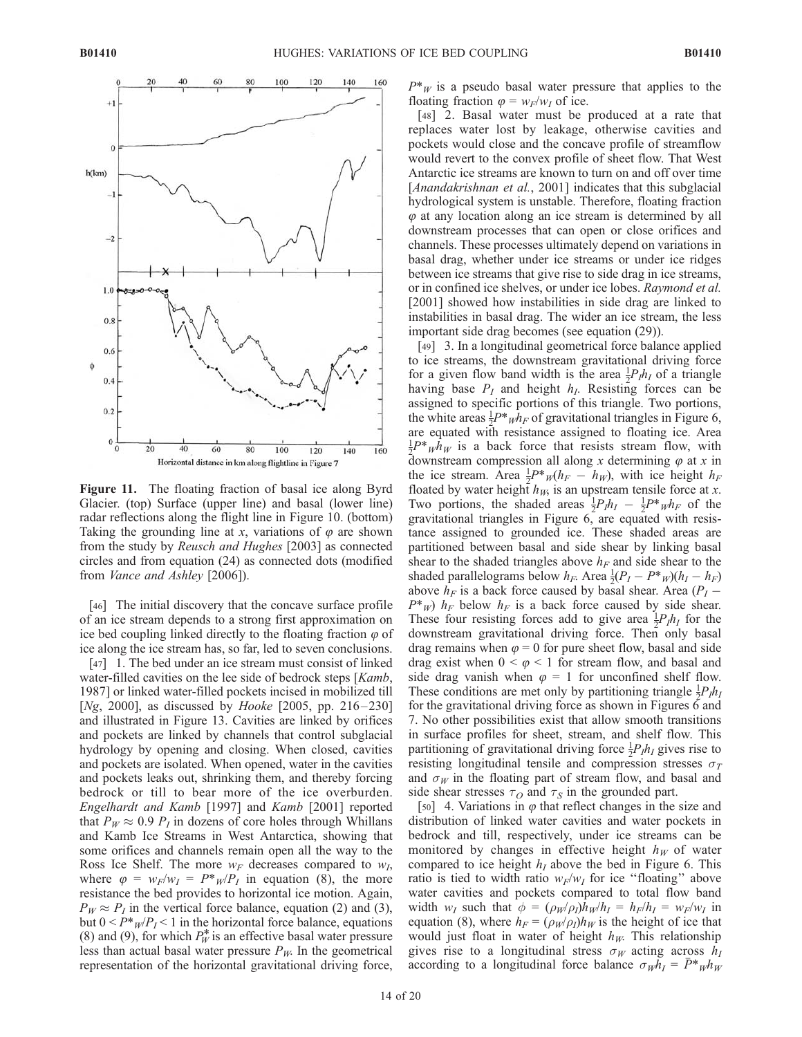**Figure 11.** The floating fraction of basal ice along Byrd Glacier. (top) Surface (upper line) and basal (lower line) radar reflections along the flight line in Figure 10. (bottom) Taking the grounding line at $x$, variations of $\varphi$ are shown from the study by *Reusch and Hughes* [2003] as connected circles and from equation (24) as connected dots (modified from *Vance and Ashley* [2006]).

[46] The initial discovery that the concave surface profile of an ice stream depends to a strong first approximation on ice bed coupling linked directly to the floating fraction $\varphi$ of ice along the ice stream has, so far, led to seven conclusions.

[47] 1. The bed under an ice stream must consist of linked water-filled cavities on the lee side of bedrock steps [*Kamb*, 1987] or linked water-filled pockets incised in mobilized till [*Ng*, 2000], as discussed by *Hooke* [2005, pp. 216–230] and illustrated in Figure 13. Cavities are linked by orifices and pockets are linked by channels that control subglacial hydrology by opening and closing. When closed, cavities and pockets are isolated. When opened, water in the cavities and pockets leaks out, shrinking them, and thereby forcing bedrock or till to bear more of the ice overburden. *Engelhardt and Kamb* [1997] and *Kamb* [2001] reported that $P_W \approx 0.9\ P_I$ in dozens of core holes through Whillans and Kamb Ice Streams in West Antarctica, showing that some orifices and channels remain open all the way to the Ross Ice Shelf. The more $w_F$ decreases compared to $w_I$, where $\varphi = w_F/w_I = P^*_W/P_I$ in equation (8), the more resistance the bed provides to horizontal ice motion. Again, $P_W \approx P_I$ in the vertical force balance, equation (2) and (3), but $0 < P^*_W/P_I < 1$ in the horizontal force balance, equations (8) and (9), for which $P_W^*$ is an effective basal water pressure less than actual basal water pressure $P_W$. In the geometrical representation of the horizontal gravitational driving force, $P^*_W$ is a pseudo basal water pressure that applies to the floating fraction $\varphi = w_F/w_I$ of ice.

[48] 2. Basal water must be produced at a rate that replaces water lost by leakage, otherwise cavities and pockets would close and the concave profile of streamflow would revert to the convex profile of sheet flow. That West Antarctic ice streams are known to turn on and off over time [*Anandakrishnan et al.*, 2001] indicates that this subglacial hydrological system is unstable. Therefore, floating fraction $\varphi$ at any location along an ice stream is determined by all downstream processes that can open or close orifices and channels. These processes ultimately depend on variations in basal drag, whether under ice streams or under ice ridges between ice streams that give rise to side drag in ice streams, or in confined ice shelves, or under ice lobes. *Raymond et al.* [2001] showed how instabilities in side drag are linked to instabilities in basal drag. The wider an ice stream, the less important side drag becomes (see equation (29)).

[49] 3. In a longitudinal geometrical force balance applied to ice streams, the downstream gravitational driving force for a given flow band width is the area $\frac{1}{2}P_I h_I$ of a triangle having base $P_I$ and height $h_I$. Resisting forces can be assigned to specific portions of this triangle. Two portions, the white areas $\frac{1}{2}P^*_W h_F$ of gravitational triangles in Figure 6, are equated with resistance assigned to floating ice. Area $\frac{1}{2}P^*_W h_W$ is a back force that resists stream flow, with downstream compression all along $x$ determining $\varphi$ at $x$ in the ice stream. Area $\frac{1}{2}P^*_W(h_F - h_W)$, with ice height $h_F$ floated by water height $h_W$, is an upstream tensile force at $x$. Two portions, the shaded areas $\frac{1}{2}P_I h_I - \frac{1}{2}P^*_W h_F$ of the gravitational triangles in Figure 6, are equated with resistance assigned to grounded ice. These shaded areas are partitioned between basal and side shear by linking basal shear to the shaded triangles above $h_F$ and side shear to the shaded parallelograms below $h_F$. Area $\frac{1}{2}(P_I - P^*_W)(h_I - h_F)$ above $h_F$ is a back force caused by basal shear. Area $(P_I - P^*_W)\ h_F$ below $h_F$ is a back force caused by side shear. These four resisting forces add to give area $\frac{1}{2}P_I h_I$ for the downstream gravitational driving force. Then only basal drag remains when $\varphi = 0$ for pure sheet flow, basal and side drag exist when $0 < \varphi < 1$ for stream flow, and basal and side drag vanish when $\varphi = 1$ for unconfined shelf flow. These conditions are met only by partitioning triangle $\frac{1}{2}P_I h_I$ for the gravitational driving force as shown in Figures 6 and 7. No other possibilities exist that allow smooth transitions in surface profiles for sheet, stream, and shelf flow. This partitioning of gravitational driving force $\frac{1}{2}P_I h_I$ gives rise to resisting longitudinal tensile and compression stresses $\sigma_T$ and $\sigma_W$ in the floating part of stream flow, and basal and side shear stresses $\tau_O$ and $\tau_S$ in the grounded part.

[50] 4. Variations in $\varphi$ that reflect changes in the size and distribution of linked water cavities and water pockets in bedrock and till, respectively, under ice streams can be monitored by changes in effective height $h_W$ of water compared to ice height $h_I$ above the bed in Figure 6. This ratio is tied to width ratio $w_F/w_I$ for ice "floating" above water cavities and pockets compared to total flow band width $w_I$ such that $\phi = (\rho_W/\rho_I)h_W/h_I = h_F/h_I = w_F/w_I$ in equation (8), where $h_F = (\rho_W/\rho_I)h_W$ is the height of ice that would just float in water of height $h_W$. This relationship gives rise to a longitudinal stress $\sigma_W$ acting across $h_I$ according to a longitudinal force balance $\sigma_W h_I = \bar{P}^*_W h_W$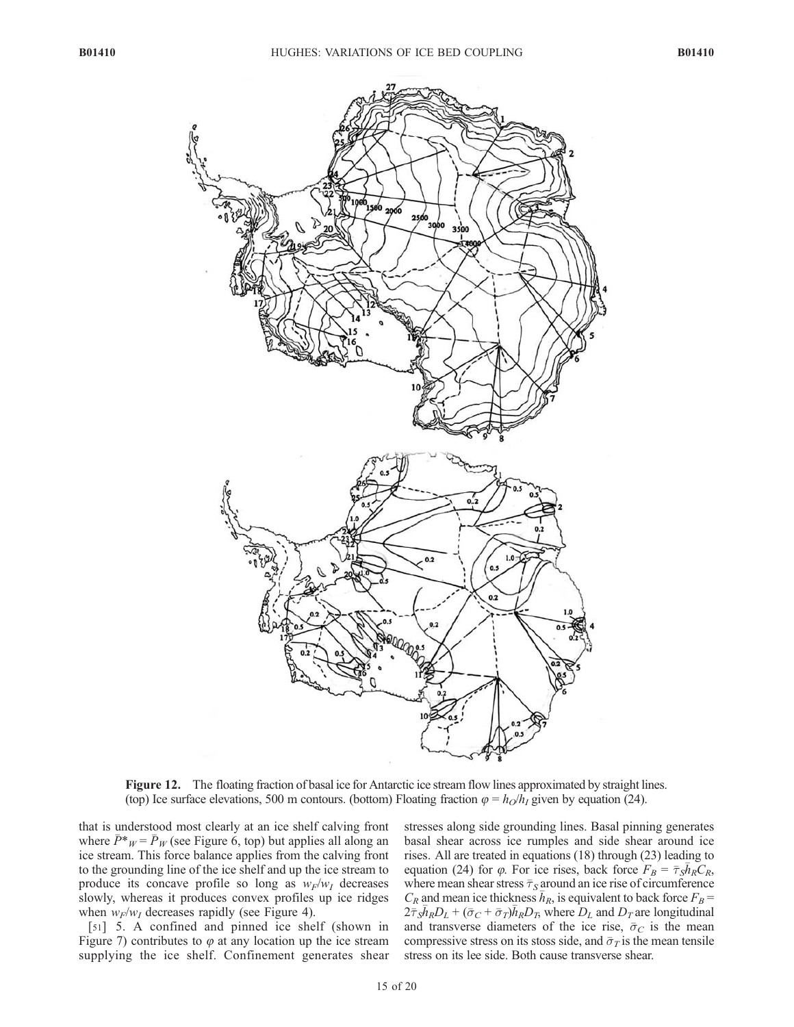**Figure 12.** The floating fraction of basal ice for Antarctic ice stream flow lines approximated by straight lines. (top) Ice surface elevations, 500 m contours. (bottom) Floating fraction $\varphi = h_O/h_I$ given by equation (24).

that is understood most clearly at an ice shelf calving front where $\bar{P}^*_W = \bar{P}_W$ (see Figure 6, top) but applies all along an ice stream. This force balance applies from the calving front to the grounding line of the ice shelf and up the ice stream to produce its concave profile so long as $w_F/w_I$ decreases slowly, whereas it produces convex profiles up ice ridges when $w_F/w_I$ decreases rapidly (see Figure 4).

[51] 5. A confined and pinned ice shelf (shown in Figure 7) contributes to $\varphi$ at any location up the ice stream supplying the ice shelf. Confinement generates shear stresses along side grounding lines. Basal pinning generates basal shear across ice rumples and side shear around ice rises. All are treated in equations (18) through (23) leading to equation (24) for $\varphi$. For ice rises, back force $F_B = \bar{\tau}_S \bar{h}_R C_R$, where mean shear stress $\bar{\tau}_S$ around an ice rise of circumference $C_R$ and mean ice thickness $\bar{h}_R$, is equivalent to back force $F_B = 2\bar{\tau}_S \bar{h}_R D_L + (\bar{\sigma}_C + \bar{\sigma}_T)\bar{h}_R D_T$, where $D_L$ and $D_T$ are longitudinal and transverse diameters of the ice rise, $\bar{\sigma}_C$ is the mean compressive stress on its stoss side, and $\bar{\sigma}_T$ is the mean tensile stress on its lee side. Both cause transverse shear.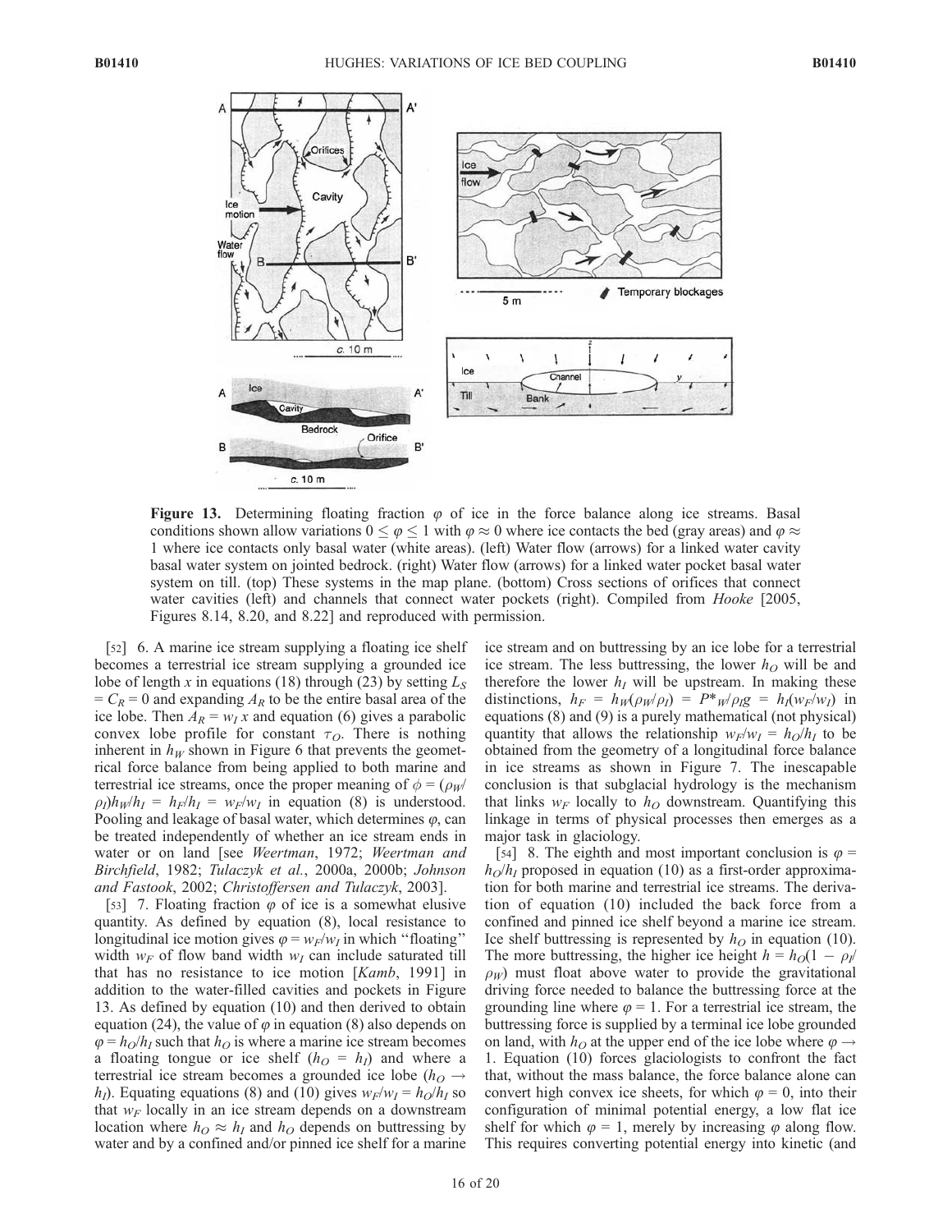**Figure 13.** Determining floating fraction $\varphi$ of ice in the force balance along ice streams. Basal conditions shown allow variations $0 \leq \varphi \leq 1$ with $\varphi \approx 0$ where ice contacts the bed (gray areas) and $\varphi \approx 1$ where ice contacts only basal water (white areas). (left) Water flow (arrows) for a linked water cavity basal water system on jointed bedrock. (right) Water flow (arrows) for a linked water pocket basal water system on till. (top) These systems in the map plane. (bottom) Cross sections of orifices that connect water cavities (left) and channels that connect water pockets (right). Compiled from *Hooke* [2005, Figures 8.14, 8.20, and 8.22] and reproduced with permission.

[52] 6. A marine ice stream supplying a floating ice shelf becomes a terrestrial ice stream supplying a grounded ice lobe of length $x$ in equations (18) through (23) by setting $L_S = C_R = 0$ and expanding $A_R$ to be the entire basal area of the ice lobe. Then $A_R = w_I x$ and equation (6) gives a parabolic convex lobe profile for constant $\tau_O$. There is nothing inherent in $h_W$ shown in Figure 6 that prevents the geometrical force balance from being applied to both marine and terrestrial ice streams, once the proper meaning of $\phi = (\rho_W/\rho_I)h_W/h_I = h_F/h_I = w_F/w_I$ in equation (8) is understood. Pooling and leakage of basal water, which determines $\varphi$, can be treated independently of whether an ice stream ends in water or on land [see *Weertman*, 1972; *Weertman and Birchfield*, 1982; *Tulaczyk et al.*, 2000a, 2000b; *Johnson and Fastook*, 2002; *Christoffersen and Tulaczyk*, 2003].

[53] 7. Floating fraction $\varphi$ of ice is a somewhat elusive quantity. As defined by equation (8), local resistance to longitudinal ice motion gives $\varphi = w_F/w_I$ in which "floating" width $w_F$ of flow band width $w_I$ can include saturated till that has no resistance to ice motion [*Kamb*, 1991] in addition to the water-filled cavities and pockets in Figure 13. As defined by equation (10) and then derived to obtain equation (24), the value of $\varphi$ in equation (8) also depends on $\varphi = h_O/h_I$ such that $h_O$ is where a marine ice stream becomes a floating tongue or ice shelf ($h_O = h_I$) and where a terrestrial ice stream becomes a grounded ice lobe ($h_O \rightarrow h_I$). Equating equations (8) and (10) gives $w_F/w_I = h_O/h_I$ so that $w_F$ locally in an ice stream depends on a downstream location where $h_O \approx h_I$ and $h_O$ depends on buttressing by water and by a confined and/or pinned ice shelf for a marine ice stream and on buttressing by an ice lobe for a terrestrial ice stream. The less buttressing, the lower $h_O$ will be and therefore the lower $h_I$ will be upstream. In making these distinctions, $h_F = h_W(\rho_W/\rho_I) = P^*_W/\rho_I g = h_I(w_F/w_I)$ in equations (8) and (9) is a purely mathematical (not physical) quantity that allows the relationship $w_F/w_I = h_O/h_I$ to be obtained from the geometry of a longitudinal force balance in ice streams as shown in Figure 7. The inescapable conclusion is that subglacial hydrology is the mechanism that links $w_F$ locally to $h_O$ downstream. Quantifying this linkage in terms of physical processes then emerges as a major task in glaciology.

[54] 8. The eighth and most important conclusion is $\varphi = h_O/h_I$ proposed in equation (10) as a first-order approximation for both marine and terrestrial ice streams. The derivation of equation (10) included the back force from a confined and pinned ice shelf beyond a marine ice stream. Ice shelf buttressing is represented by $h_O$ in equation (10). The more buttressing, the higher ice height $h = h_O(1 - \rho_I/\rho_W)$ must float above water to provide the gravitational driving force needed to balance the buttressing force at the grounding line where $\varphi = 1$. For a terrestrial ice stream, the buttressing force is supplied by a terminal ice lobe grounded on land, with $h_O$ at the upper end of the ice lobe where $\varphi \rightarrow 1$. Equation (10) forces glaciologists to confront the fact that, without the mass balance, the force balance alone can convert high convex ice sheets, for which $\varphi = 0$, into their configuration of minimal potential energy, a low flat ice shelf for which $\varphi = 1$, merely by increasing $\varphi$ along flow. This requires converting potential energy into kinetic (and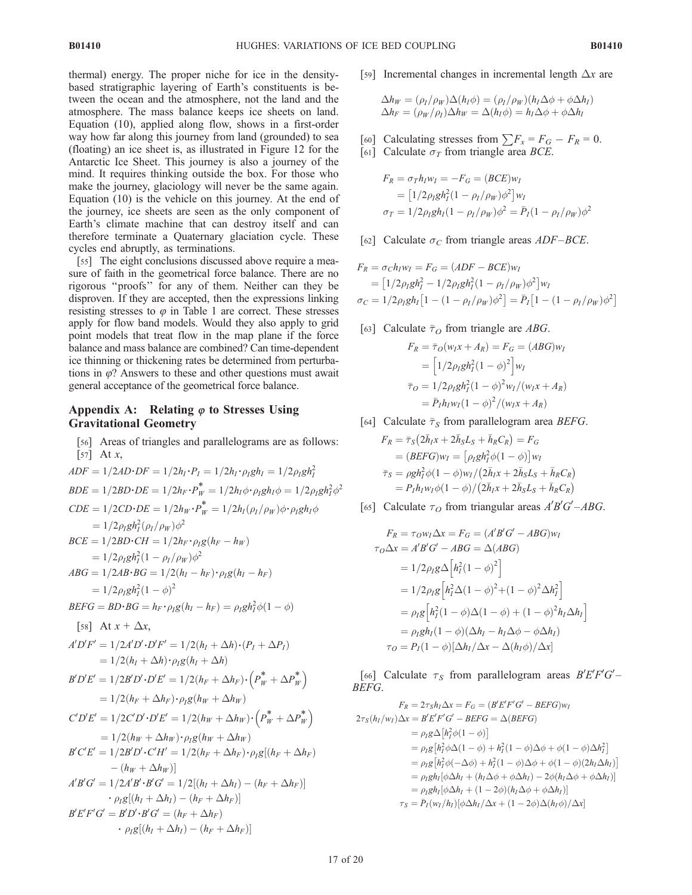thermal) energy. The proper niche for ice in the density-based stratigraphic layering of Earth's constituents is between the ocean and the atmosphere, not the land and the atmosphere. The mass balance keeps ice sheets on land. Equation (10), applied along flow, shows in a first-order way how far along this journey from land (grounded) to sea (floating) an ice sheet is, as illustrated in Figure 12 for the Antarctic Ice Sheet. This journey is also a journey of the mind. It requires thinking outside the box. For those who make the journey, glaciology will never be the same again. Equation (10) is the vehicle on this journey. At the end of the journey, ice sheets are seen as the only component of Earth's climate machine that can destroy itself and can therefore terminate a Quaternary glaciation cycle. These cycles end abruptly, as terminations.

[55] The eight conclusions discussed above require a measure of faith in the geometrical force balance. There are no rigorous "proofs" for any of them. Neither can they be disproven. If they are accepted, then the expressions linking resisting stresses to $\varphi$ in Table 1 are correct. These stresses apply for flow band models. Would they also apply to grid point models that treat flow in the map plane if the force balance and mass balance are combined? Can time-dependent ice thinning or thickening rates be determined from perturbations in $\varphi$? Answers to these and other questions must await general acceptance of the geometrical force balance.

## Appendix A: Relating $\varphi$ to Stresses Using Gravitational Geometry

[56] Areas of triangles and parallelograms are as follows:

[57] At $x$,

$$ADF = 1/2AD{\cdot}DF = 1/2h_I{\cdot}P_I = 1/2h_I{\cdot}\rho_I g h_I = 1/2\rho_I g h_I^2$$

$$BDE = 1/2BD{\cdot}DE = 1/2h_F{\cdot}P_W^* = 1/2h_I\phi{\cdot}\rho_I g h_I\phi = 1/2\rho_I g h_I^2\phi^2$$

$$CDE = 1/2CD{\cdot}DE = 1/2h_W{\cdot}P_W^* = 1/2h_I(\rho_I/\rho_W)\phi{\cdot}\rho_I g h_I\phi = 1/2\rho_I g h_I^2(\rho_I/\rho_W)\phi^2$$

$$BCE = 1/2BD{\cdot}CH = 1/2h_F{\cdot}\rho_I g(h_F - h_W) = 1/2\rho_I g h_I^2(1-\rho_I/\rho_W)\phi^2$$

$$ABG = 1/2AB{\cdot}BG = 1/2(h_I - h_F){\cdot}\rho_I g(h_I - h_F) = 1/2\rho_I g h_I^2(1-\phi)^2$$

$$BEFG = BD{\cdot}BG = h_F{\cdot}\rho_I g(h_I - h_F) = \rho_I g h_I^2\phi(1-\phi)$$

[58] At $x + \Delta x$,

$$A'D'F' = 1/2A'D'{\cdot}D'F' = 1/2(h_I + \Delta h){\cdot}(P_I + \Delta P_I) = 1/2(h_I+\Delta h){\cdot}\rho_I g(h_I + \Delta h)$$

$$B'D'E' = 1/2B'D'{\cdot}D'E' = 1/2(h_F + \Delta h_F){\cdot}\left(P_W^* + \Delta P_W^*\right) = 1/2(h_F+\Delta h_F){\cdot}\rho_I g(h_W + \Delta h_W)$$

$$C'D'E' = 1/2C'D'{\cdot}D'E' = 1/2(h_W + \Delta h_W){\cdot}\left(P_W^* + \Delta P_W^*\right) = 1/2(h_W+\Delta h_W){\cdot}\rho_I g(h_W + \Delta h_W)$$

$$B'C'E' = 1/2B'D'{\cdot}C'H' = 1/2(h_F + \Delta h_F){\cdot}\rho_I g[(h_F + \Delta h_F) - (h_W + \Delta h_W)]$$

$$A'B'G' = 1/2A'B'{\cdot}B'G' = 1/2[(h_I + \Delta h_I) - (h_F + \Delta h_F)]{\cdot}\rho_I g[(h_I+\Delta h_I) - (h_F + \Delta h_F)]$$

$$B'E'F'G' = B'D'{\cdot}B'G' = (h_F + \Delta h_F){\cdot}\rho_I g[(h_I + \Delta h_I) - (h_F + \Delta h_F)]$$

[59] Incremental changes in incremental length $\Delta x$ are

$$\Delta h_W = (\rho_I/\rho_W)\Delta(h_I\phi) = (\rho_I/\rho_W)(h_I\Delta\phi + \phi\Delta h_I)$$
$$\Delta h_F = (\rho_W/\rho_I)\Delta h_W = \Delta(h_I\phi) = h_I\Delta\phi + \phi\Delta h_I$$

[60] Calculating stresses from $\sum F_x = F_G - F_R = 0$.

[61] Calculate $\sigma_T$ from triangle area $BCE$.

$$F_R = \sigma_T h_I w_I = -F_G = (BCE)w_I = \left[1/2\rho_I g h_I^2(1-\rho_I/\rho_W)\phi^2\right]w_I$$
$$\sigma_T = 1/2\rho_I g h_I(1-\rho_I/\rho_W)\phi^2 = \bar{P}_I(1-\rho_I/\rho_W)\phi^2$$

[62] Calculate $\sigma_C$ from triangle areas $ADF$–$BCE$.

$$F_R = \sigma_C h_I w_I = F_G = (ADF - BCE)w_I = \left[1/2\rho_I g h_I^2 - 1/2\rho_I g h_I^2(1-\rho_I/\rho_W)\phi^2\right]w_I$$
$$\sigma_C = 1/2\rho_I g h_I\left[1 - (1-\rho_I/\rho_W)\phi^2\right] = \bar{P}_I\left[1-(1-\rho_I/\rho_W)\phi^2\right]$$

[63] Calculate $\bar{\tau}_O$ from triangle are $ABG$.

$$F_R = \bar{\tau}_O(w_I x + A_R) = F_G = (ABG)w_I = \left[1/2\rho_I g h_I^2(1-\phi)^2\right]w_I$$
$$\bar{\tau}_O = 1/2\rho_I g h_I^2(1-\phi)^2 w_I/(w_I x + A_R) = \bar{P}_I h_I w_I(1-\phi)^2/(w_I x + A_R)$$

[64] Calculate $\bar{\tau}_S$ from parallelogram area $BEFG$.

$$F_R = \bar{\tau}_S\left(2\bar{h}_I x + 2\bar{h}_S L_S + \bar{h}_R C_R\right) = F_G = (BEFG)w_I = \left[\rho_I g h_I^2\phi(1-\phi)\right]w_I$$
$$\bar{\tau}_S = \rho g h_I^2\phi(1-\phi)w_I/\left(2\bar{h}_I x + 2\bar{h}_S L_S + \bar{h}_R C_R\right) = P_I h_I w_I\phi(1-\phi)/\left(2\bar{h}_I x + 2\bar{h}_S L_S + \bar{h}_R C_R\right)$$

[65] Calculate $\tau_O$ from triangular areas $A'B'G'$–$ABG$.

$$F_R = \tau_O w_I\Delta x = F_G = (A'B'G' - ABG)w_I$$
$$\tau_O\Delta x = A'B'G' - ABG = \Delta(ABG) = 1/2\rho_I g\Delta\left[h_I^2(1-\phi)^2\right]$$
$$= 1/2\rho_I g\left[h_I^2\Delta(1-\phi)^2 + (1-\phi)^2\Delta h_I^2\right]$$
$$= \rho_I g\left[h_I^2(1-\phi)\Delta(1-\phi) + (1-\phi)^2 h_I\Delta h_I\right]$$
$$= \rho_I g h_I(1-\phi)(\Delta h_I - h_I\Delta\phi - \phi\Delta h_I)$$
$$\tau_O = P_I(1-\phi)[\Delta h_I/\Delta x - \Delta(h_I\phi)/\Delta x]$$

[66] Calculate $\tau_S$ from parallelogram areas $B'E'F'G'$–$BEFG$.

$$F_R = 2\tau_S h_I\Delta x = F_G = (B'E'F'G' - BEFG)w_I$$
$$2\tau_S(h_I/w_I)\Delta x = B'E'F'G' - BEFG = \Delta(BEFG)$$
$$= \rho_I g\Delta\left[h_I^2\phi(1-\phi)\right]$$
$$= \rho_I g\left[h_I^2\phi\Delta(1-\phi) + h_I^2(1-\phi)\Delta\phi + \phi(1-\phi)\Delta h_I^2\right]$$
$$= \rho_I g\left[h_I^2\phi(-\Delta\phi) + h_I^2(1-\phi)\Delta\phi + \phi(1-\phi)(2h_I\Delta h_I)\right]$$
$$= \rho_I g h_I[\phi\Delta h_I + (h_I\Delta\phi + \phi\Delta h_I) - 2\phi(h_I\Delta\phi + \phi\Delta h_I)]$$
$$= \rho_I g h_I[\phi\Delta h_I + (1-2\phi)(h_I\Delta\phi + \phi\Delta h_I)]$$
$$\tau_S = \bar{P}_I(w_I/h_I)[\phi\Delta h_I/\Delta x + (1-2\phi)\Delta(h_I\phi)/\Delta x]$$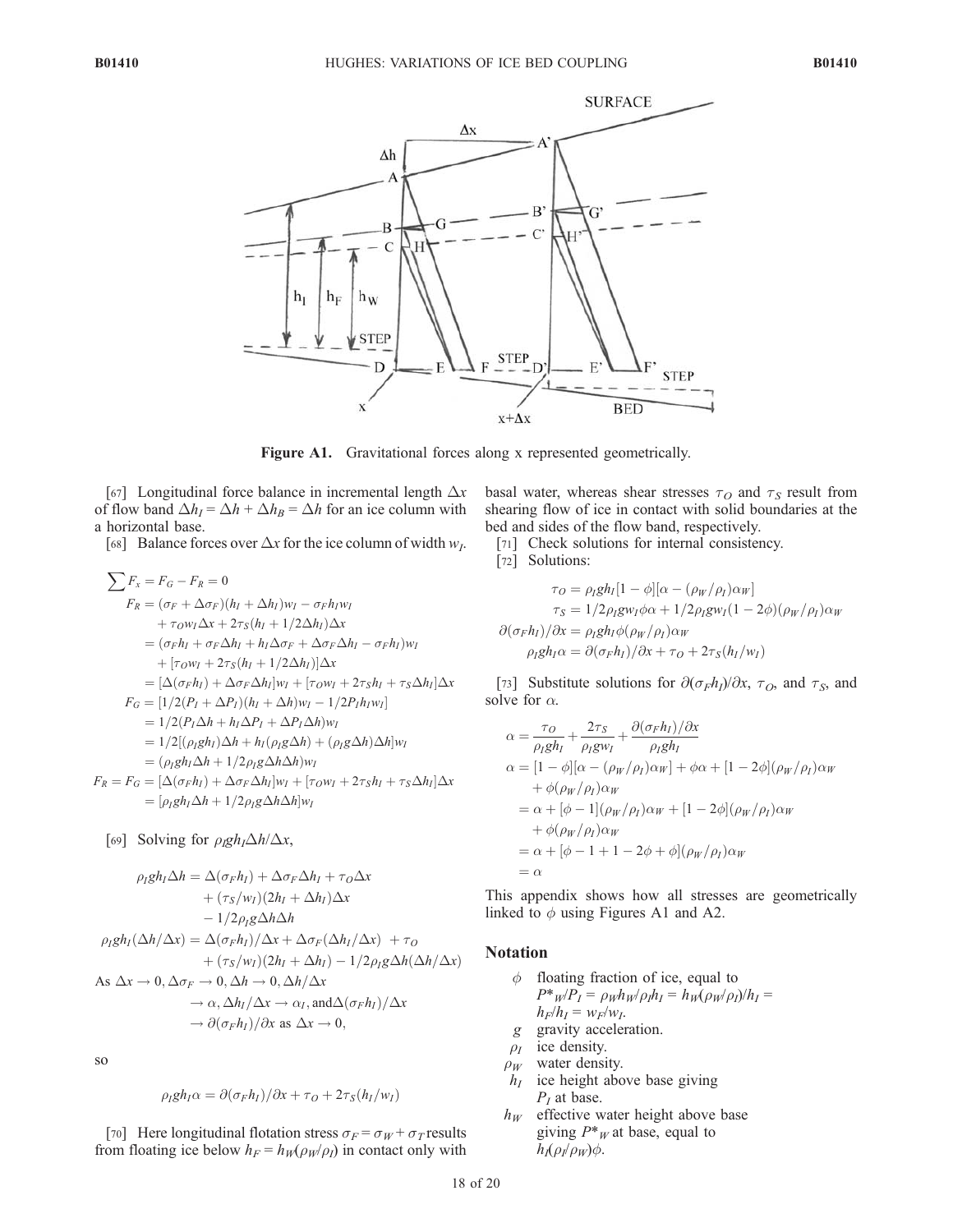**Figure A1.** Gravitational forces along x represented geometrically.

[67] Longitudinal force balance in incremental length $\Delta x$ of flow band $\Delta h_I = \Delta h + \Delta h_B = \Delta h$ for an ice column with a horizontal base.

[68] Balance forces over $\Delta x$ for the ice column of width $w_I$.

$$
\begin{aligned}
\sum F_x &= F_G - F_R = 0 \\
F_R &= (\sigma_F + \Delta\sigma_F)(h_I + \Delta h_I)w_I - \sigma_F h_I w_I \\
&\quad + \tau_O w_I \Delta x + 2\tau_S(h_I + 1/2\Delta h_I)\Delta x \\
&= (\sigma_F h_I + \sigma_F \Delta h_I + h_I \Delta\sigma_F + \Delta\sigma_F \Delta h_I - \sigma_F h_I)w_I \\
&\quad + [\tau_O w_I + 2\tau_S(h_I + 1/2\Delta h_I)]\Delta x \\
&= [\Delta(\sigma_F h_I) + \Delta\sigma_F \Delta h_I]w_I + [\tau_O w_I + 2\tau_S h_I + \tau_S \Delta h_I]\Delta x \\
F_G &= [1/2(P_I + \Delta P_I)(h_I + \Delta h)w_I - 1/2 P_I h_I w_I] \\
&= 1/2(P_I \Delta h + h_I \Delta P_I + \Delta P_I \Delta h)w_I \\
&= 1/2[(\rho_I g h_I)\Delta h + h_I(\rho_I g \Delta h) + (\rho_I g \Delta h)\Delta h]w_I \\
&= (\rho_I g h_I \Delta h + 1/2\rho_I g \Delta h \Delta h)w_I \\
F_R = F_G &= [\Delta(\sigma_F h_I) + \Delta\sigma_F \Delta h_I]w_I + [\tau_O w_I + 2\tau_S h_I + \tau_S \Delta h_I]\Delta x \\
&= [\rho_I g h_I \Delta h + 1/2\rho_I g \Delta h \Delta h]w_I
\end{aligned}
$$

[69] Solving for $\rho_I g h_I \Delta h/\Delta x$,

$$
\begin{aligned}
\rho_I g h_I \Delta h &= \Delta(\sigma_F h_I) + \Delta\sigma_F \Delta h_I + \tau_O \Delta x \\
&\quad + (\tau_S/w_I)(2h_I + \Delta h_I)\Delta x \\
&\quad - 1/2\rho_I g \Delta h \Delta h \\
\rho_I g h_I(\Delta h/\Delta x) &= \Delta(\sigma_F h_I)/\Delta x + \Delta\sigma_F(\Delta h_I/\Delta x) + \tau_O \\
&\quad + (\tau_S/w_I)(2h_I + \Delta h_I) - 1/2\rho_I g \Delta h(\Delta h/\Delta x)
\end{aligned}
$$

$$
\begin{aligned}
\text{As } \Delta x \to 0, \Delta\sigma_F &\to 0, \Delta h \to 0, \Delta h/\Delta x \\
&\to \alpha, \Delta h_I/\Delta x \to \alpha_I, \text{and} \Delta(\sigma_F h_I)/\Delta x \\
&\to \partial(\sigma_F h_I)/\partial x \text{ as } \Delta x \to 0,
\end{aligned}
$$

so

$$
\rho_I g h_I \alpha = \partial(\sigma_F h_I)/\partial x + \tau_O + 2\tau_S(h_I/w_I)
$$

[70] Here longitudinal flotation stress $\sigma_F = \sigma_W + \sigma_T$ results from floating ice below $h_F = h_W(\rho_W/\rho_I)$ in contact only with basal water, whereas shear stresses $\tau_O$ and $\tau_S$ result from shearing flow of ice in contact with solid boundaries at the bed and sides of the flow band, respectively.

[71] Check solutions for internal consistency.

[72] Solutions:

$$
\begin{aligned}
\tau_O &= \rho_I g h_I[1 - \phi][\alpha - (\rho_W/\rho_I)\alpha_W] \\
\tau_S &= 1/2\rho_I g w_I \phi\alpha + 1/2\rho_I g w_I(1 - 2\phi)(\rho_W/\rho_I)\alpha_W \\
\partial(\sigma_F h_I)/\partial x &= \rho_I g h_I \phi(\rho_W/\rho_I)\alpha_W \\
\rho_I g h_I \alpha &= \partial(\sigma_F h_I)/\partial x + \tau_O + 2\tau_S(h_I/w_I)
\end{aligned}
$$

[73] Substitute solutions for $\partial(\sigma_F h_I)/\partial x$, $\tau_O$, and $\tau_S$, and solve for $\alpha$.

$$
\begin{aligned}
\alpha &= \frac{\tau_O}{\rho_I g h_I} + \frac{2\tau_S}{\rho_I g w_I} + \frac{\partial(\sigma_F h_I)/\partial x}{\rho_I g h_I} \\
\alpha &= [1 - \phi][\alpha - (\rho_W/\rho_I)\alpha_W] + \phi\alpha + [1 - 2\phi](\rho_W/\rho_I)\alpha_W \\
&\quad + \phi(\rho_W/\rho_I)\alpha_W \\
&= \alpha + [\phi - 1](\rho_W/\rho_I)\alpha_W + [1 - 2\phi](\rho_W/\rho_I)\alpha_W \\
&\quad + \phi(\rho_W/\rho_I)\alpha_W \\
&= \alpha + [\phi - 1 + 1 - 2\phi + \phi](\rho_W/\rho_I)\alpha_W \\
&= \alpha
\end{aligned}
$$

This appendix shows how all stresses are geometrically linked to $\phi$ using Figures A1 and A2.

## Notation

- $\phi$ floating fraction of ice, equal to $P^*_W/P_I = \rho_W h_W/\rho_I h_I = h_W(\rho_W/\rho_I)/h_I = h_F/h_I = w_F/w_I$.
- $g$ gravity acceleration.
- $\rho_I$ ice density.
- $\rho_W$ water density.
- $h_I$ ice height above base giving $P_I$ at base.
- $h_W$ effective water height above base giving $P^*_W$ at base, equal to $h_I(\rho_I/\rho_W)\phi$.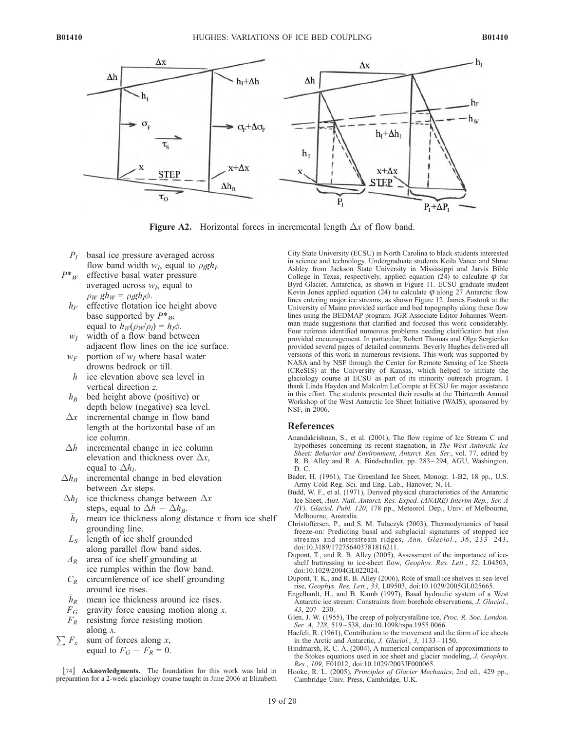**Figure A2.** Horizontal forces in incremental length $\Delta x$ of flow band.

- $P_I$ basal ice pressure averaged across flow band width $w_I$, equal to $\rho_I g h_I$.
- $P^*_W$ effective basal water pressure averaged across $w_I$, equal to $\rho_W g h_W = \rho_I g h_I \phi$.
- $h_F$ effective flotation ice height above base supported by $P^*_W$, equal to $h_W(\rho_W/\rho_I) = h_I\phi$.
- $w_I$ width of a flow band between adjacent flow lines on the ice surface.
- $w_F$ portion of $w_I$ where basal water drowns bedrock or till.
- $h$ ice elevation above sea level in vertical direction $z$.
- $h_B$ bed height above (positive) or depth below (negative) sea level.
- $\Delta x$ incremental change in flow band length at the horizontal base of an ice column.
- $\Delta h$ incremental change in ice column elevation and thickness over $\Delta x$, equal to $\Delta h_I$.
- $\Delta h_B$ incremental change in bed elevation between $\Delta x$ steps.
- $\Delta h_I$ ice thickness change between $\Delta x$ steps, equal to $\Delta h - \Delta h_B$.
- $\bar{h}_I$ mean ice thickness along distance $x$ from ice shelf grounding line.
- $L_S$ length of ice shelf grounded along parallel flow band sides.
- $A_R$ area of ice shelf grounding at ice rumples within the flow band.
- $C_R$ circumference of ice shelf grounding around ice rises.
- $\bar{h}_R$ mean ice thickness around ice rises.
- $F_G$ gravity force causing motion along $x$.
- $F_R$ resisting force resisting motion along $x$.
- $\sum F_x$ sum of forces along $x$, equal to $F_G - F_R = 0$.

[74] **Acknowledgments.** The foundation for this work was laid in preparation for a 2-week glaciology course taught in June 2006 at Elizabeth City State University (ECSU) in North Carolina to black students interested in science and technology. Undergraduate students Keila Vance and Shrae Ashley from Jackson State University in Mississippi and Jarvis Bible College in Texas, respectively, applied equation (24) to calculate $\varphi$ for Byrd Glacier, Antarctica, as shown in Figure 11. ECSU graduate student Kevin Jones applied equation (24) to calculate $\varphi$ along 27 Antarctic flow lines entering major ice streams, as shown Figure 12. James Fastook at the University of Maine provided surface and bed topography along these flow lines using the BEDMAP program. JGR Associate Editor Johannes Weertman made suggestions that clarified and focused this work considerably. Four referees identified numerous problems needing clarification but also provided encouragement. In particular, Robert Thomas and Olga Sergienko provided several pages of detailed comments. Beverly Hughes delivered all versions of this work in numerous revisions. This work was supported by NASA and by NSF through the Center for Remote Sensing of Ice Sheets (CReSIS) at the University of Kansas, which helped to initiate the glaciology course at ECSU as part of its minority outreach program. I thank Linda Hayden and Malcolm LeCompte at ECSU for major assistance in this effort. The students presented their results at the Thirteenth Annual Workshop of the West Antarctic Ice Sheet Initiative (WAIS), sponsored by NSF, in 2006.

## References

Anandakrishnan, S., et al. (2001), The flow regime of Ice Stream C and hypotheses concerning its recent stagnation, in *The West Antarctic Ice Sheet: Behavior and Environment*, *Antarct. Res. Ser.*, vol. 77, edited by R. B. Alley and R. A. Bindschadler, pp. 283–294, AGU, Washington, D. C.

Bader, H. (1961), The Greenland Ice Sheet, Monogr. 1-B2, 18 pp., U.S. Army Cold Reg. Sci. and Eng. Lab., Hanover, N. H.

Budd, W. F., et al. (1971), Derived physical characteristics of the Antarctic Ice Sheet, *Aust. Natl. Antarct. Res. Exped. (ANARE) Interim Rep., Ser. A (IV), Glaciol. Publ. 120*, 178 pp., Meteorol. Dep., Univ. of Melbourne, Melbourne, Australia.

Christoffersen, P., and S. M. Tulaczyk (2003), Thermodynamics of basal freeze-on: Predicting basal and subglacial signatures of stopped ice streams and interstream ridges, *Ann. Glaciol.*, *36*, 233–243, doi:10.3189/172756403781816211.

Dupont, T., and R. B. Alley (2005), Assessment of the importance of ice-shelf buttressing to ice-sheet flow, *Geophys. Res. Lett.*, *32*, L04503, doi:10.1029/2004GL022024.

Dupont, T. K., and R. B. Alley (2006), Role of small ice shelves in sea-level rise, *Geophys. Res. Lett.*, *33*, L09503, doi:10.1029/2005GL025665.

Engelhardt, H., and B. Kamb (1997), Basal hydraulic system of a West Antarctic ice stream: Constraints from borehole observations, *J. Glaciol.*, *43*, 207–230.

Glen, J. W. (1955), The creep of polycrystalline ice, *Proc. R. Soc. London, Ser. A*, *228*, 519–538, doi:10.1098/rspa.1955.0066.

Haefeli, R. (1961), Contribution to the movement and the form of ice sheets in the Arctic and Antarctic, *J. Glaciol.*, *3*, 1133–1150.

Hindmarsh, R. C. A. (2004), A numerical comparison of approximations to the Stokes equations used in ice sheet and glacier modeling, *J. Geophys. Res.*, *109*, F01012, doi:10.1029/2003JF000065.

Hooke, R. L. (2005), *Principles of Glacier Mechanics*, 2nd ed., 429 pp., Cambridge Univ. Press, Cambridge, U.K.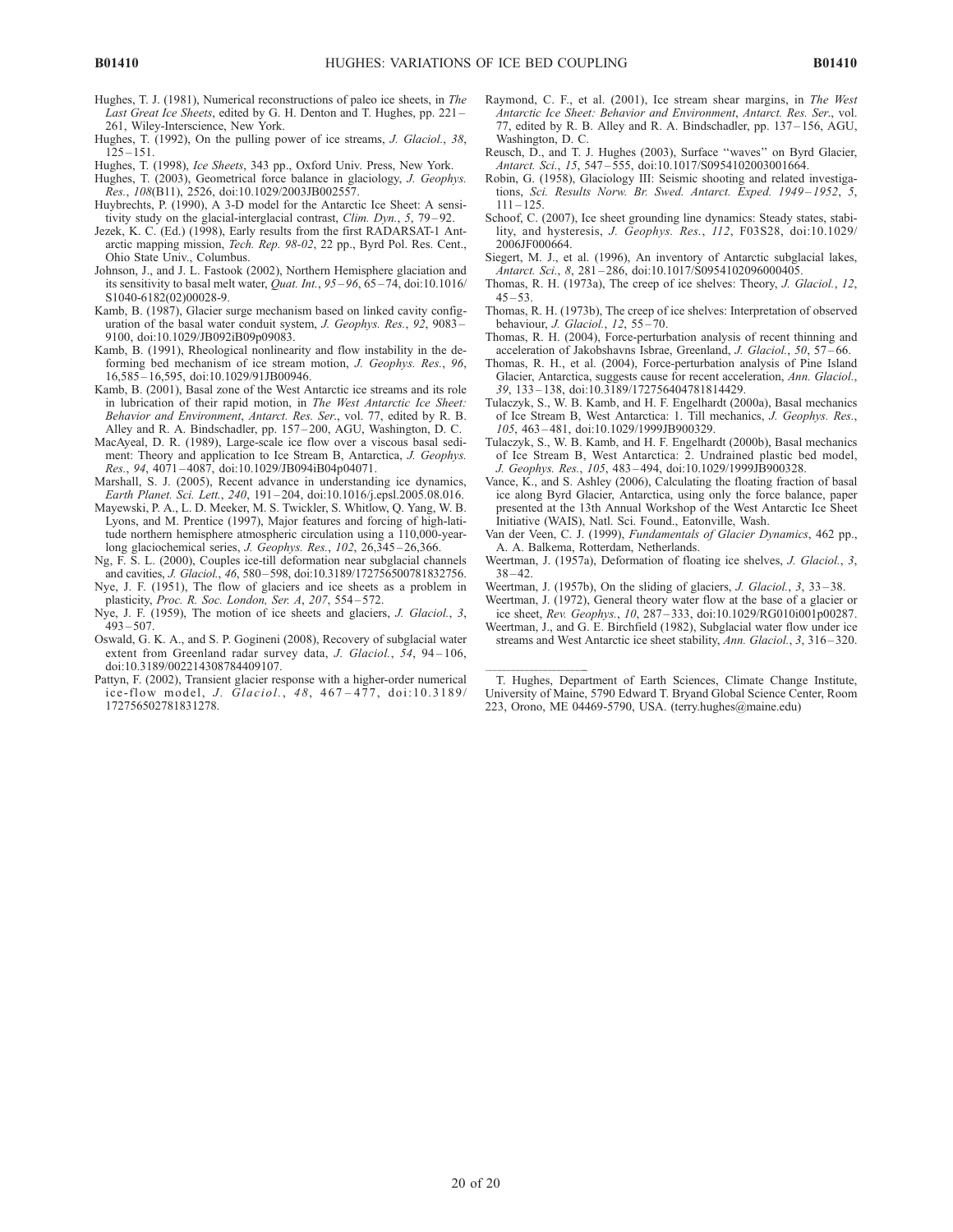Hughes, T. J. (1981), Numerical reconstructions of paleo ice sheets, in *The Last Great Ice Sheets*, edited by G. H. Denton and T. Hughes, pp. 221–261, Wiley-Interscience, New York.

Hughes, T. (1992), On the pulling power of ice streams, *J. Glaciol.*, *38*, 125–151.

Hughes, T. (1998), *Ice Sheets*, 343 pp., Oxford Univ. Press, New York.

Hughes, T. (2003), Geometrical force balance in glaciology, *J. Geophys. Res.*, *108*(B11), 2526, doi:10.1029/2003JB002557.

Huybrechts, P. (1990), A 3-D model for the Antarctic Ice Sheet: A sensitivity study on the glacial-interglacial contrast, *Clim. Dyn.*, *5*, 79–92.

Jezek, K. C. (Ed.) (1998), Early results from the first RADARSAT-1 Antarctic mapping mission, *Tech. Rep. 98-02*, 22 pp., Byrd Pol. Res. Cent., Ohio State Univ., Columbus.

Johnson, J., and J. L. Fastook (2002), Northern Hemisphere glaciation and its sensitivity to basal melt water, *Quat. Int.*, *95–96*, 65–74, doi:10.1016/S1040-6182(02)00028-9.

Kamb, B. (1987), Glacier surge mechanism based on linked cavity configuration of the basal water conduit system, *J. Geophys. Res.*, *92*, 9083–9100, doi:10.1029/JB092iB09p09083.

Kamb, B. (1991), Rheological nonlinearity and flow instability in the deforming bed mechanism of ice stream motion, *J. Geophys. Res.*, *96*, 16,585–16,595, doi:10.1029/91JB00946.

Kamb, B. (2001), Basal zone of the West Antarctic ice streams and its role in lubrication of their rapid motion, in *The West Antarctic Ice Sheet: Behavior and Environment*, *Antarct. Res. Ser.*, vol. 77, edited by R. B. Alley and R. A. Bindschadler, pp. 157–200, AGU, Washington, D. C.

MacAyeal, D. R. (1989), Large-scale ice flow over a viscous basal sediment: Theory and application to Ice Stream B, Antarctica, *J. Geophys. Res.*, *94*, 4071–4087, doi:10.1029/JB094iB04p04071.

Marshall, S. J. (2005), Recent advance in understanding ice dynamics, *Earth Planet. Sci. Lett.*, *240*, 191–204, doi:10.1016/j.epsl.2005.08.016.

Mayewski, P. A., L. D. Meeker, M. S. Twickler, S. Whitlow, Q. Yang, W. B. Lyons, and M. Prentice (1997), Major features and forcing of high-latitude northern hemisphere atmospheric circulation using a 110,000-year-long glaciochemical series, *J. Geophys. Res.*, *102*, 26,345–26,366.

Ng, F. S. L. (2000), Couples ice-till deformation near subglacial channels and cavities, *J. Glaciol.*, *46*, 580–598, doi:10.3189/172756500781832756.

Nye, J. F. (1951), The flow of glaciers and ice sheets as a problem in plasticity, *Proc. R. Soc. London, Ser. A*, *207*, 554–572.

Nye, J. F. (1959), The motion of ice sheets and glaciers, *J. Glaciol.*, *3*, 493–507.

Oswald, G. K. A., and S. P. Gogineni (2008), Recovery of subglacial water extent from Greenland radar survey data, *J. Glaciol.*, *54*, 94–106, doi:10.3189/002214308784409107.

Pattyn, F. (2002), Transient glacier response with a higher-order numerical ice-flow model, *J. Glaciol.*, *48*, 467–477, doi:10.3189/172756502781831278.

Raymond, C. F., et al. (2001), Ice stream shear margins, in *The West Antarctic Ice Sheet: Behavior and Environment*, *Antarct. Res. Ser.*, vol. 77, edited by R. B. Alley and R. A. Bindschadler, pp. 137–156, AGU, Washington, D. C.

Reusch, D., and T. J. Hughes (2003), Surface ''waves'' on Byrd Glacier, *Antarct. Sci.*, *15*, 547–555, doi:10.1017/S0954102003001664.

Robin, G. (1958), Glaciology III: Seismic shooting and related investigations, *Sci. Results Norw. Br. Swed. Antarct. Exped. 1949–1952*, *5*, 111–125.

Schoof, C. (2007), Ice sheet grounding line dynamics: Steady states, stability, and hysteresis, *J. Geophys. Res.*, *112*, F03S28, doi:10.1029/2006JF000664.

Siegert, M. J., et al. (1996), An inventory of Antarctic subglacial lakes, *Antarct. Sci.*, *8*, 281–286, doi:10.1017/S0954102096000405.

Thomas, R. H. (1973a), The creep of ice shelves: Theory, *J. Glaciol.*, *12*, 45–53.

Thomas, R. H. (1973b), The creep of ice shelves: Interpretation of observed behaviour, *J. Glaciol.*, *12*, 55–70.

Thomas, R. H. (2004), Force-perturbation analysis of recent thinning and acceleration of Jakobshavns Isbrae, Greenland, *J. Glaciol.*, *50*, 57–66.

Thomas, R. H., et al. (2004), Force-perturbation analysis of Pine Island Glacier, Antarctica, suggests cause for recent acceleration, *Ann. Glaciol.*, *39*, 133–138, doi:10.3189/172756404781814429.

Tulaczyk, S., W. B. Kamb, and H. F. Engelhardt (2000a), Basal mechanics of Ice Stream B, West Antarctica: 1. Till mechanics, *J. Geophys. Res.*, *105*, 463–481, doi:10.1029/1999JB900329.

Tulaczyk, S., W. B. Kamb, and H. F. Engelhardt (2000b), Basal mechanics of Ice Stream B, West Antarctica: 2. Undrained plastic bed model, *J. Geophys. Res.*, *105*, 483–494, doi:10.1029/1999JB900328.

Vance, K., and S. Ashley (2006), Calculating the floating fraction of basal ice along Byrd Glacier, Antarctica, using only the force balance, paper presented at the 13th Annual Workshop of the West Antarctic Ice Sheet Initiative (WAIS), Natl. Sci. Found., Eatonville, Wash.

Van der Veen, C. J. (1999), *Fundamentals of Glacier Dynamics*, 462 pp., A. A. Balkema, Rotterdam, Netherlands.

Weertman, J. (1957a), Deformation of floating ice shelves, *J. Glaciol.*, *3*, 38–42.

Weertman, J. (1957b), On the sliding of glaciers, *J. Glaciol.*, *3*, 33–38.

Weertman, J. (1972), General theory water flow at the base of a glacier or ice sheet, *Rev. Geophys.*, *10*, 287–333, doi:10.1029/RG010i001p00287.

Weertman, J., and G. E. Birchfield (1982), Subglacial water flow under ice streams and West Antarctic ice sheet stability, *Ann. Glaciol.*, *3*, 316–320.

---

T. Hughes, Department of Earth Sciences, Climate Change Institute, University of Maine, 5790 Edward T. Bryand Global Science Center, Room 223, Orono, ME 04469-5790, USA. (terry.hughes@maine.edu)